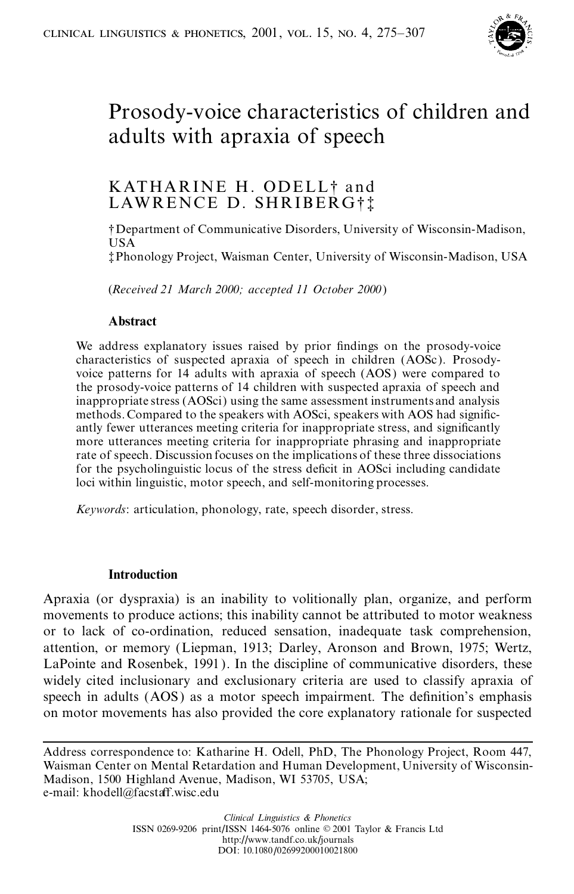# Prosody-voice characteristics of children and adults with apraxia of speech

KATHARINE H. ODELL† and LAWRENCE D. SHRIBERG†‡

†Department of Communicative Disorders, University of Wisconsin-Madison, USA

‡Phonology Project, Waisman Center, University of Wisconsin-Madison, USA

(*Received 21 March 2000; accepted 11 October 2000*)

### Abstract

We address explanatory issues raised by prior findings on the prosody-voice characteristics of suspected apraxia of speech in children (AOSc). Prosody-voice patterns for 14 adults with apraxia of speech (AOS) were compared to the prosody-voice patterns of 14 children with suspected apraxia of speech and inappropriate stress (AOSci) using the same assessment instruments and analysis methods. Compared to the speakers with AOSci, speakers with AOS had significantly fewer utterances meeting criteria for inappropriate stress, and significantly more utterances meeting criteria for inappropriate phrasing and inappropriate rate of speech. Discussion focuses on the implications of these three dissociations for the psycholinguistic locus of the stress deficit in AOSci including candidate loci within linguistic, motor speech, and self-monitoring processes.

*Keywords*: articulation, phonology, rate, speech disorder, stress.

### Introduction

Apraxia (or dyspraxia) is an inability to volitionally plan, organize, and perform movements to produce actions; this inability cannot be attributed to motor weakness or to lack of co-ordination, reduced sensation, inadequate task comprehension, attention, or memory (Liepman, 1913; Darley, Aronson and Brown, 1975; Wertz, LaPointe and Rosenbek, 1991). In the discipline of communicative disorders, these widely cited inclusionary and exclusionary criteria are used to classify apraxia of speech in adults (AOS) as a motor speech impairment. The definition's emphasis on motor movements has also provided the core explanatory rationale for suspected

---

Address correspondence to: Katharine H. Odell, PhD, The Phonology Project, Room 447, Waisman Center on Mental Retardation and Human Development, University of Wisconsin-Madison, 1500 Highland Avenue, Madison, WI 53705, USA; e-mail: khodell@facstaff.wisc.edu

*Clinical Linguistics & Phonetics*
ISSN 0269-9206 print/ISSN 1464-5076 online © 2001 Taylor & Francis Ltd
http://www.tandf.co.uk/journals
DOI: 10.1080/02699200010021800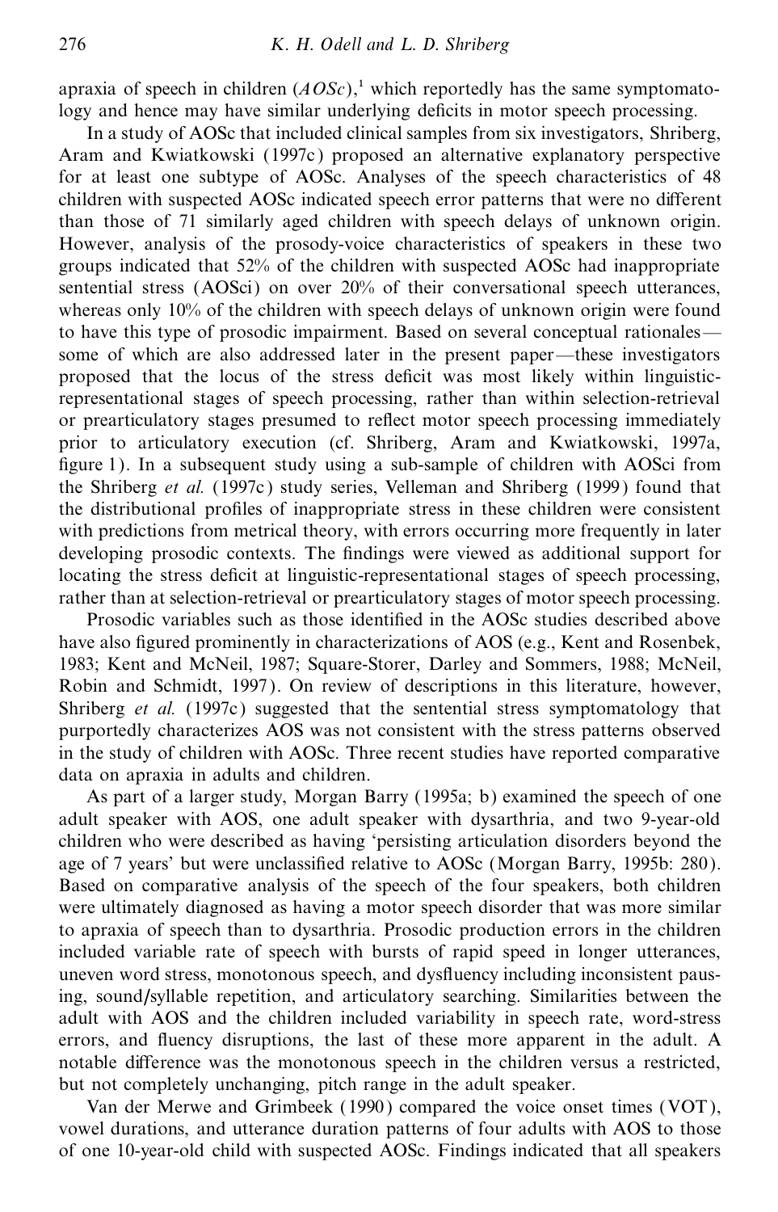apraxia of speech in children (*AOSc*),[1] which reportedly has the same symptomatology and hence may have similar underlying deficits in motor speech processing.

In a study of AOSc that included clinical samples from six investigators, Shriberg, Aram and Kwiatkowski (1997c) proposed an alternative explanatory perspective for at least one subtype of AOSc. Analyses of the speech characteristics of 48 children with suspected AOSc indicated speech error patterns that were no different than those of 71 similarly aged children with speech delays of unknown origin. However, analysis of the prosody-voice characteristics of speakers in these two groups indicated that 52% of the children with suspected AOSc had inappropriate sentential stress (AOSci) on over 20% of their conversational speech utterances, whereas only 10% of the children with speech delays of unknown origin were found to have this type of prosodic impairment. Based on several conceptual rationales—some of which are also addressed later in the present paper—these investigators proposed that the locus of the stress deficit was most likely within linguistic-representational stages of speech processing, rather than within selection-retrieval or prearticulatory stages presumed to reflect motor speech processing immediately prior to articulatory execution (cf. Shriberg, Aram and Kwiatkowski, 1997a, figure 1). In a subsequent study using a sub-sample of children with AOSci from the Shriberg *et al.* (1997c) study series, Velleman and Shriberg (1999) found that the distributional profiles of inappropriate stress in these children were consistent with predictions from metrical theory, with errors occurring more frequently in later developing prosodic contexts. The findings were viewed as additional support for locating the stress deficit at linguistic-representational stages of speech processing, rather than at selection-retrieval or prearticulatory stages of motor speech processing.

Prosodic variables such as those identified in the AOSc studies described above have also figured prominently in characterizations of AOS (e.g., Kent and Rosenbek, 1983; Kent and McNeil, 1987; Square-Storer, Darley and Sommers, 1988; McNeil, Robin and Schmidt, 1997). On review of descriptions in this literature, however, Shriberg *et al.* (1997c) suggested that the sentential stress symptomatology that purportedly characterizes AOS was not consistent with the stress patterns observed in the study of children with AOSc. Three recent studies have reported comparative data on apraxia in adults and children.

As part of a larger study, Morgan Barry (1995a; b) examined the speech of one adult speaker with AOS, one adult speaker with dysarthria, and two 9-year-old children who were described as having 'persisting articulation disorders beyond the age of 7 years' but were unclassified relative to AOSc (Morgan Barry, 1995b: 280). Based on comparative analysis of the speech of the four speakers, both children were ultimately diagnosed as having a motor speech disorder that was more similar to apraxia of speech than to dysarthria. Prosodic production errors in the children included variable rate of speech with bursts of rapid speed in longer utterances, uneven word stress, monotonous speech, and dysfluency including inconsistent pausing, sound/syllable repetition, and articulatory searching. Similarities between the adult with AOS and the children included variability in speech rate, word-stress errors, and fluency disruptions, the last of these more apparent in the adult. A notable difference was the monotonous speech in the children versus a restricted, but not completely unchanging, pitch range in the adult speaker.

Van der Merwe and Grimbeek (1990) compared the voice onset times (VOT), vowel durations, and utterance duration patterns of four adults with AOS to those of one 10-year-old child with suspected AOSc. Findings indicated that all speakers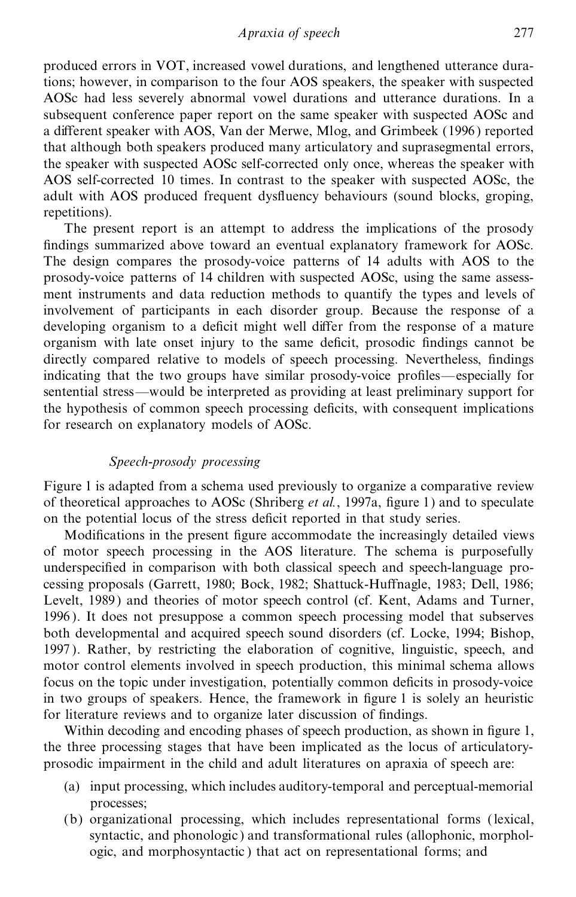produced errors in VOT, increased vowel durations, and lengthened utterance durations; however, in comparison to the four AOS speakers, the speaker with suspected AOSc had less severely abnormal vowel durations and utterance durations. In a subsequent conference paper report on the same speaker with suspected AOSc and a different speaker with AOS, Van der Merwe, Mlog, and Grimbeek (1996) reported that although both speakers produced many articulatory and suprasegmental errors, the speaker with suspected AOSc self-corrected only once, whereas the speaker with AOS self-corrected 10 times. In contrast to the speaker with suspected AOSc, the adult with AOS produced frequent dysfluency behaviours (sound blocks, groping, repetitions).

The present report is an attempt to address the implications of the prosody findings summarized above toward an eventual explanatory framework for AOSc. The design compares the prosody-voice patterns of 14 adults with AOS to the prosody-voice patterns of 14 children with suspected AOSc, using the same assessment instruments and data reduction methods to quantify the types and levels of involvement of participants in each disorder group. Because the response of a developing organism to a deficit might well differ from the response of a mature organism with late onset injury to the same deficit, prosodic findings cannot be directly compared relative to models of speech processing. Nevertheless, findings indicating that the two groups have similar prosody-voice profiles—especially for sentential stress—would be interpreted as providing at least preliminary support for the hypothesis of common speech processing deficits, with consequent implications for research on explanatory models of AOSc.

### *Speech-prosody processing*

Figure 1 is adapted from a schema used previously to organize a comparative review of theoretical approaches to AOSc (Shriberg *et al.*, 1997a, figure 1) and to speculate on the potential locus of the stress deficit reported in that study series.

Modifications in the present figure accommodate the increasingly detailed views of motor speech processing in the AOS literature. The schema is purposefully underspecified in comparison with both classical speech and speech-language processing proposals (Garrett, 1980; Bock, 1982; Shattuck-Huffnagle, 1983; Dell, 1986; Levelt, 1989) and theories of motor speech control (cf. Kent, Adams and Turner, 1996). It does not presuppose a common speech processing model that subserves both developmental and acquired speech sound disorders (cf. Locke, 1994; Bishop, 1997). Rather, by restricting the elaboration of cognitive, linguistic, speech, and motor control elements involved in speech production, this minimal schema allows focus on the topic under investigation, potentially common deficits in prosody-voice in two groups of speakers. Hence, the framework in figure 1 is solely an heuristic for literature reviews and to organize later discussion of findings.

Within decoding and encoding phases of speech production, as shown in figure 1, the three processing stages that have been implicated as the locus of articulatory-prosodic impairment in the child and adult literatures on apraxia of speech are:

(a) input processing, which includes auditory-temporal and perceptual-memorial processes;
(b) organizational processing, which includes representational forms (lexical, syntactic, and phonologic) and transformational rules (allophonic, morphologic, and morphosyntactic) that act on representational forms; and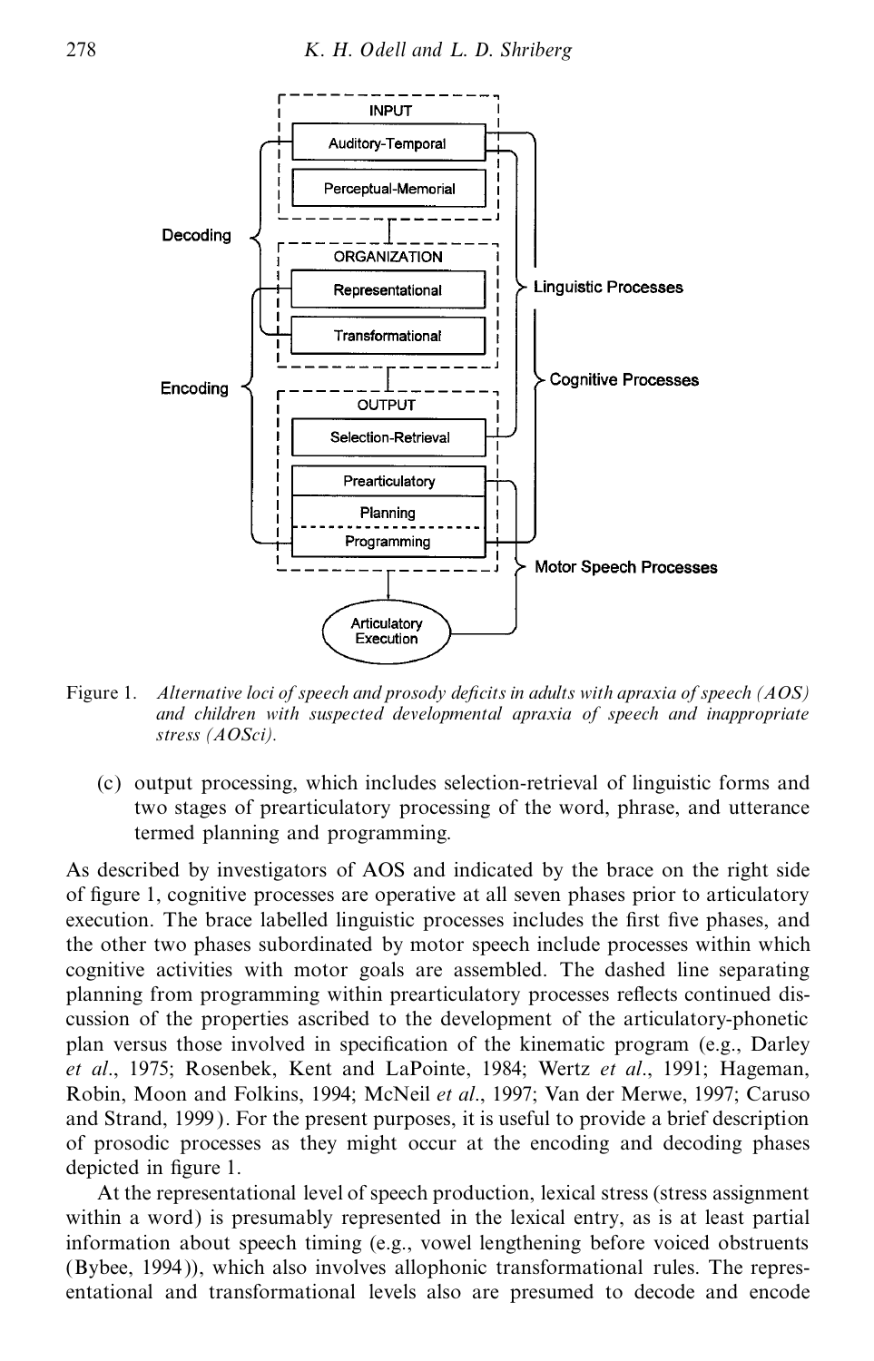Figure 1. *Alternative loci of speech and prosody deficits in adults with apraxia of speech (AOS) and children with suspected developmental apraxia of speech and inappropriate stress (AOSci).*

(c) output processing, which includes selection-retrieval of linguistic forms and two stages of prearticulatory processing of the word, phrase, and utterance termed planning and programming.

As described by investigators of AOS and indicated by the brace on the right side of figure 1, cognitive processes are operative at all seven phases prior to articulatory execution. The brace labelled linguistic processes includes the first five phases, and the other two phases subordinated by motor speech include processes within which cognitive activities with motor goals are assembled. The dashed line separating planning from programming within prearticulatory processes reflects continued discussion of the properties ascribed to the development of the articulatory-phonetic plan versus those involved in specification of the kinematic program (e.g., Darley *et al*., 1975; Rosenbek, Kent and LaPointe, 1984; Wertz *et al*., 1991; Hageman, Robin, Moon and Folkins, 1994; McNeil *et al*., 1997; Van der Merwe, 1997; Caruso and Strand, 1999). For the present purposes, it is useful to provide a brief description of prosodic processes as they might occur at the encoding and decoding phases depicted in figure 1.

At the representational level of speech production, lexical stress (stress assignment within a word) is presumably represented in the lexical entry, as is at least partial information about speech timing (e.g., vowel lengthening before voiced obstruents (Bybee, 1994)), which also involves allophonic transformational rules. The representational and transformational levels also are presumed to decode and encode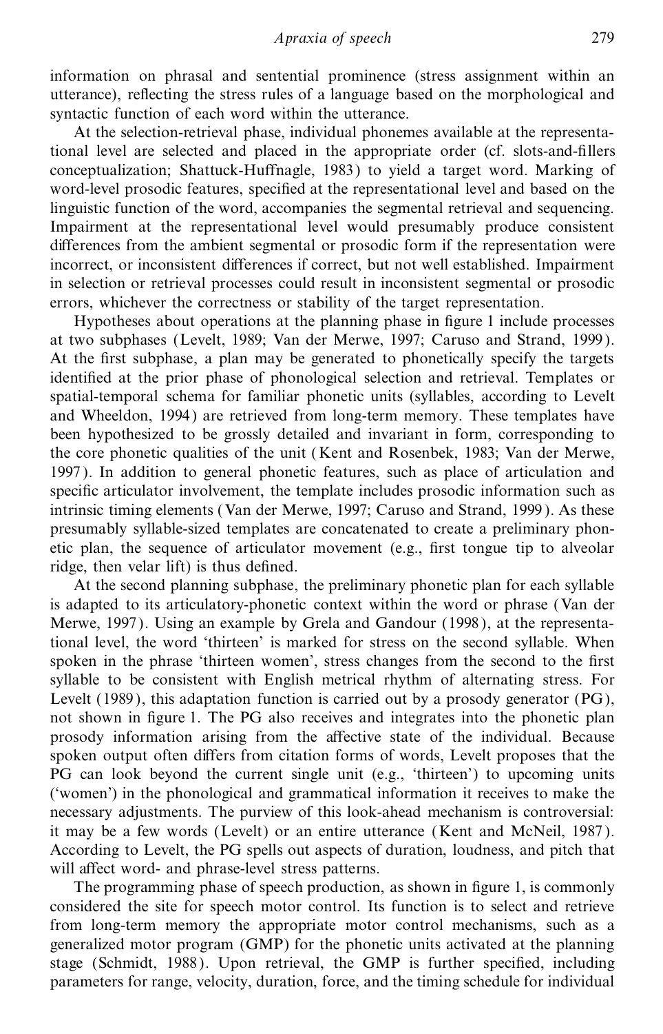information on phrasal and sentential prominence (stress assignment within an utterance), reflecting the stress rules of a language based on the morphological and syntactic function of each word within the utterance.

At the selection-retrieval phase, individual phonemes available at the representational level are selected and placed in the appropriate order (cf. slots-and-fillers conceptualization; Shattuck-Huffnagle, 1983) to yield a target word. Marking of word-level prosodic features, specified at the representational level and based on the linguistic function of the word, accompanies the segmental retrieval and sequencing. Impairment at the representational level would presumably produce consistent differences from the ambient segmental or prosodic form if the representation were incorrect, or inconsistent differences if correct, but not well established. Impairment in selection or retrieval processes could result in inconsistent segmental or prosodic errors, whichever the correctness or stability of the target representation.

Hypotheses about operations at the planning phase in figure 1 include processes at two subphases (Levelt, 1989; Van der Merwe, 1997; Caruso and Strand, 1999). At the first subphase, a plan may be generated to phonetically specify the targets identified at the prior phase of phonological selection and retrieval. Templates or spatial-temporal schema for familiar phonetic units (syllables, according to Levelt and Wheeldon, 1994) are retrieved from long-term memory. These templates have been hypothesized to be grossly detailed and invariant in form, corresponding to the core phonetic qualities of the unit (Kent and Rosenbek, 1983; Van der Merwe, 1997). In addition to general phonetic features, such as place of articulation and specific articulator involvement, the template includes prosodic information such as intrinsic timing elements (Van der Merwe, 1997; Caruso and Strand, 1999). As these presumably syllable-sized templates are concatenated to create a preliminary phonetic plan, the sequence of articulator movement (e.g., first tongue tip to alveolar ridge, then velar lift) is thus defined.

At the second planning subphase, the preliminary phonetic plan for each syllable is adapted to its articulatory-phonetic context within the word or phrase (Van der Merwe, 1997). Using an example by Grela and Gandour (1998), at the representational level, the word 'thirteen' is marked for stress on the second syllable. When spoken in the phrase 'thirteen women', stress changes from the second to the first syllable to be consistent with English metrical rhythm of alternating stress. For Levelt (1989), this adaptation function is carried out by a prosody generator (PG), not shown in figure 1. The PG also receives and integrates into the phonetic plan prosody information arising from the affective state of the individual. Because spoken output often differs from citation forms of words, Levelt proposes that the PG can look beyond the current single unit (e.g., 'thirteen') to upcoming units ('women') in the phonological and grammatical information it receives to make the necessary adjustments. The purview of this look-ahead mechanism is controversial: it may be a few words (Levelt) or an entire utterance (Kent and McNeil, 1987). According to Levelt, the PG spells out aspects of duration, loudness, and pitch that will affect word- and phrase-level stress patterns.

The programming phase of speech production, as shown in figure 1, is commonly considered the site for speech motor control. Its function is to select and retrieve from long-term memory the appropriate motor control mechanisms, such as a generalized motor program (GMP) for the phonetic units activated at the planning stage (Schmidt, 1988). Upon retrieval, the GMP is further specified, including parameters for range, velocity, duration, force, and the timing schedule for individual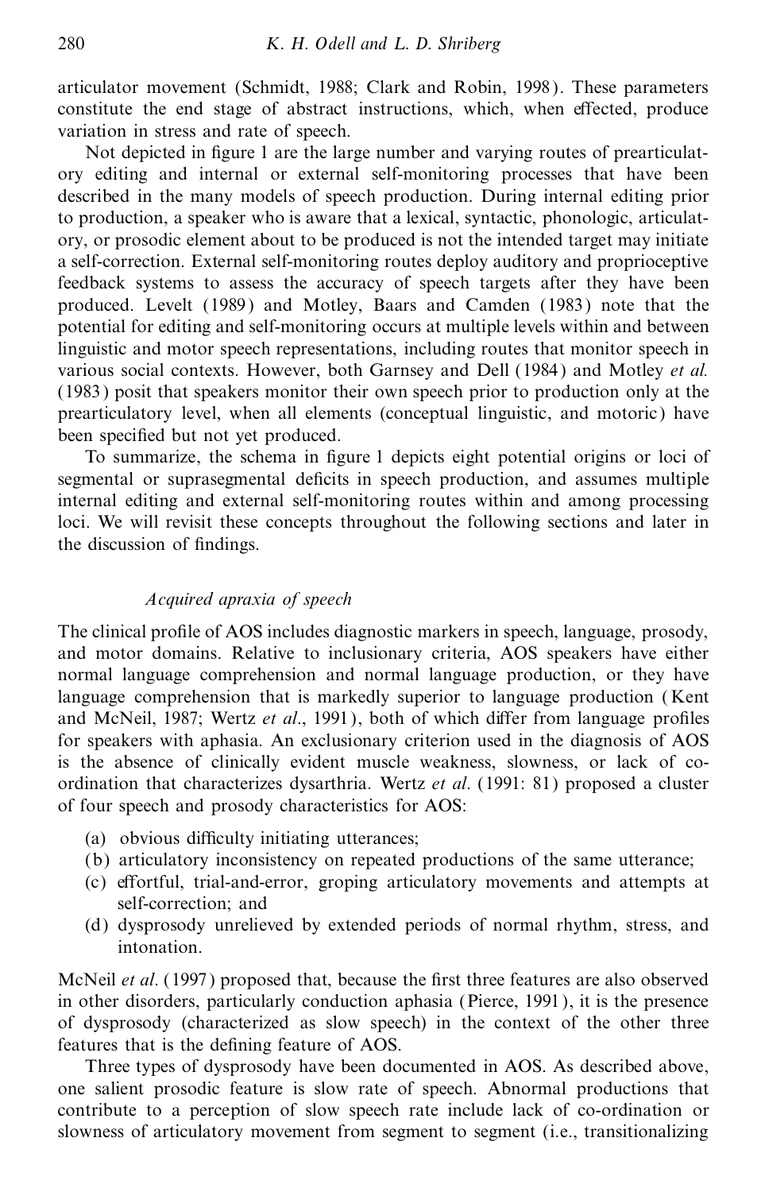articulator movement (Schmidt, 1988; Clark and Robin, 1998). These parameters constitute the end stage of abstract instructions, which, when effected, produce variation in stress and rate of speech.

Not depicted in figure 1 are the large number and varying routes of prearticulatory editing and internal or external self-monitoring processes that have been described in the many models of speech production. During internal editing prior to production, a speaker who is aware that a lexical, syntactic, phonologic, articulatory, or prosodic element about to be produced is not the intended target may initiate a self-correction. External self-monitoring routes deploy auditory and proprioceptive feedback systems to assess the accuracy of speech targets after they have been produced. Levelt (1989) and Motley, Baars and Camden (1983) note that the potential for editing and self-monitoring occurs at multiple levels within and between linguistic and motor speech representations, including routes that monitor speech in various social contexts. However, both Garnsey and Dell (1984) and Motley *et al.* (1983) posit that speakers monitor their own speech prior to production only at the prearticulatory level, when all elements (conceptual linguistic, and motoric) have been specified but not yet produced.

To summarize, the schema in figure 1 depicts eight potential origins or loci of segmental or suprasegmental deficits in speech production, and assumes multiple internal editing and external self-monitoring routes within and among processing loci. We will revisit these concepts throughout the following sections and later in the discussion of findings.

### *Acquired apraxia of speech*

The clinical profile of AOS includes diagnostic markers in speech, language, prosody, and motor domains. Relative to inclusionary criteria, AOS speakers have either normal language comprehension and normal language production, or they have language comprehension that is markedly superior to language production (Kent and McNeil, 1987; Wertz *et al*., 1991), both of which differ from language profiles for speakers with aphasia. An exclusionary criterion used in the diagnosis of AOS is the absence of clinically evident muscle weakness, slowness, or lack of co-ordination that characterizes dysarthria. Wertz *et al*. (1991: 81) proposed a cluster of four speech and prosody characteristics for AOS:

(a) obvious difficulty initiating utterances;
(b) articulatory inconsistency on repeated productions of the same utterance;
(c) effortful, trial-and-error, groping articulatory movements and attempts at self-correction; and
(d) dysprosody unrelieved by extended periods of normal rhythm, stress, and intonation.

McNeil *et al*. (1997) proposed that, because the first three features are also observed in other disorders, particularly conduction aphasia (Pierce, 1991), it is the presence of dysprosody (characterized as slow speech) in the context of the other three features that is the defining feature of AOS.

Three types of dysprosody have been documented in AOS. As described above, one salient prosodic feature is slow rate of speech. Abnormal productions that contribute to a perception of slow speech rate include lack of co-ordination or slowness of articulatory movement from segment to segment (i.e., transitionalizing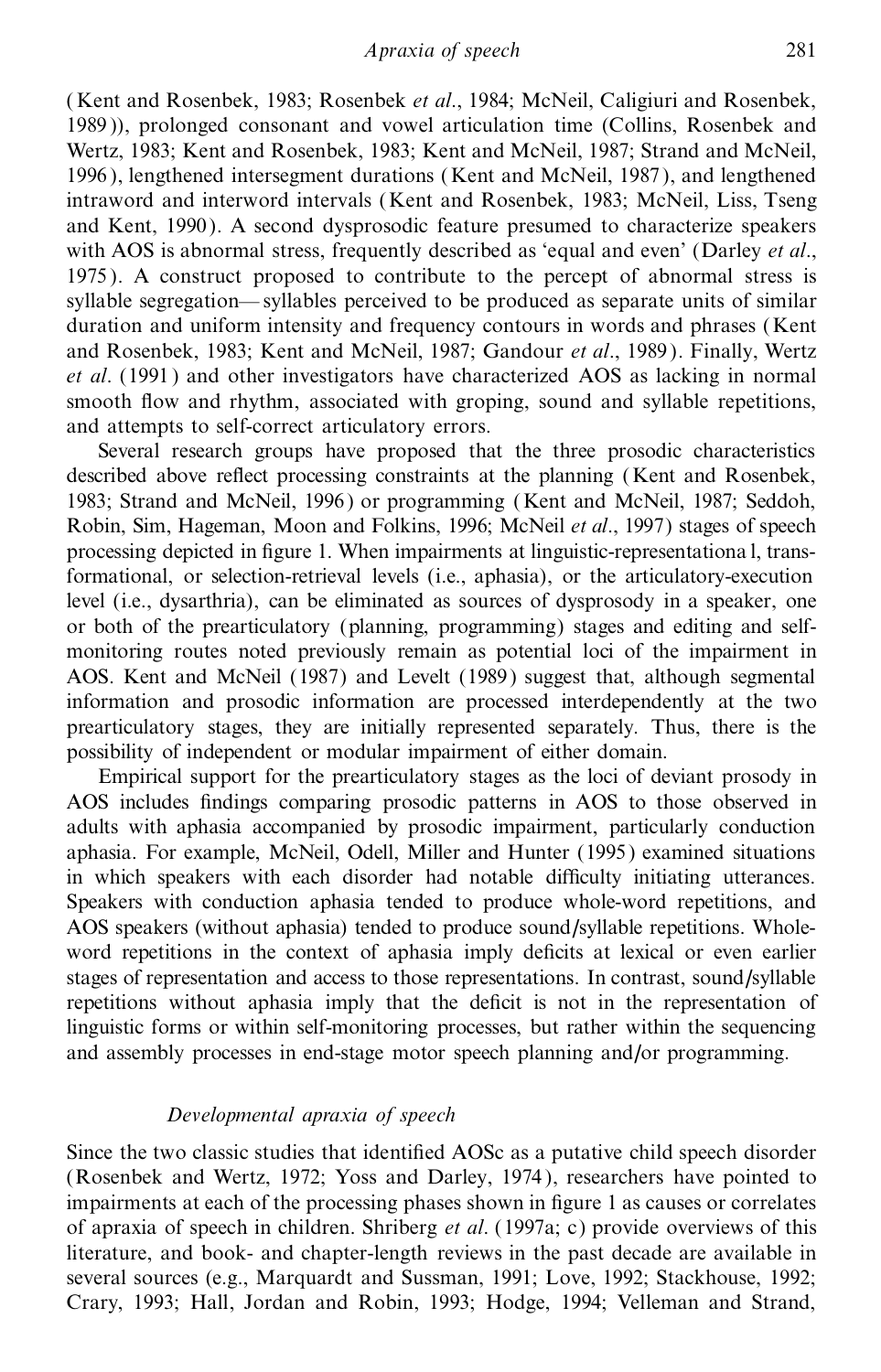(Kent and Rosenbek, 1983; Rosenbek *et al*., 1984; McNeil, Caligiuri and Rosenbek, 1989)), prolonged consonant and vowel articulation time (Collins, Rosenbek and Wertz, 1983; Kent and Rosenbek, 1983; Kent and McNeil, 1987; Strand and McNeil, 1996), lengthened intersegment durations (Kent and McNeil, 1987), and lengthened intraword and interword intervals (Kent and Rosenbek, 1983; McNeil, Liss, Tseng and Kent, 1990). A second dysprosodic feature presumed to characterize speakers with AOS is abnormal stress, frequently described as 'equal and even' (Darley *et al*., 1975). A construct proposed to contribute to the percept of abnormal stress is syllable segregation— syllables perceived to be produced as separate units of similar duration and uniform intensity and frequency contours in words and phrases (Kent and Rosenbek, 1983; Kent and McNeil, 1987; Gandour *et al*., 1989). Finally, Wertz *et al*. (1991) and other investigators have characterized AOS as lacking in normal smooth flow and rhythm, associated with groping, sound and syllable repetitions, and attempts to self-correct articulatory errors.

Several research groups have proposed that the three prosodic characteristics described above reflect processing constraints at the planning (Kent and Rosenbek, 1983; Strand and McNeil, 1996) or programming (Kent and McNeil, 1987; Seddoh, Robin, Sim, Hageman, Moon and Folkins, 1996; McNeil *et al*., 1997) stages of speech processing depicted in figure 1. When impairments at linguistic-representational, transformational, or selection-retrieval levels (i.e., aphasia), or the articulatory-execution level (i.e., dysarthria), can be eliminated as sources of dysprosody in a speaker, one or both of the prearticulatory (planning, programming) stages and editing and self-monitoring routes noted previously remain as potential loci of the impairment in AOS. Kent and McNeil (1987) and Levelt (1989) suggest that, although segmental information and prosodic information are processed interdependently at the two prearticulatory stages, they are initially represented separately. Thus, there is the possibility of independent or modular impairment of either domain.

Empirical support for the prearticulatory stages as the loci of deviant prosody in AOS includes findings comparing prosodic patterns in AOS to those observed in adults with aphasia accompanied by prosodic impairment, particularly conduction aphasia. For example, McNeil, Odell, Miller and Hunter (1995) examined situations in which speakers with each disorder had notable difficulty initiating utterances. Speakers with conduction aphasia tended to produce whole-word repetitions, and AOS speakers (without aphasia) tended to produce sound/syllable repetitions. Whole-word repetitions in the context of aphasia imply deficits at lexical or even earlier stages of representation and access to those representations. In contrast, sound/syllable repetitions without aphasia imply that the deficit is not in the representation of linguistic forms or within self-monitoring processes, but rather within the sequencing and assembly processes in end-stage motor speech planning and/or programming.

### *Developmental apraxia of speech*

Since the two classic studies that identified AOSc as a putative child speech disorder (Rosenbek and Wertz, 1972; Yoss and Darley, 1974), researchers have pointed to impairments at each of the processing phases shown in figure 1 as causes or correlates of apraxia of speech in children. Shriberg *et al*. (1997a; c) provide overviews of this literature, and book- and chapter-length reviews in the past decade are available in several sources (e.g., Marquardt and Sussman, 1991; Love, 1992; Stackhouse, 1992; Crary, 1993; Hall, Jordan and Robin, 1993; Hodge, 1994; Velleman and Strand,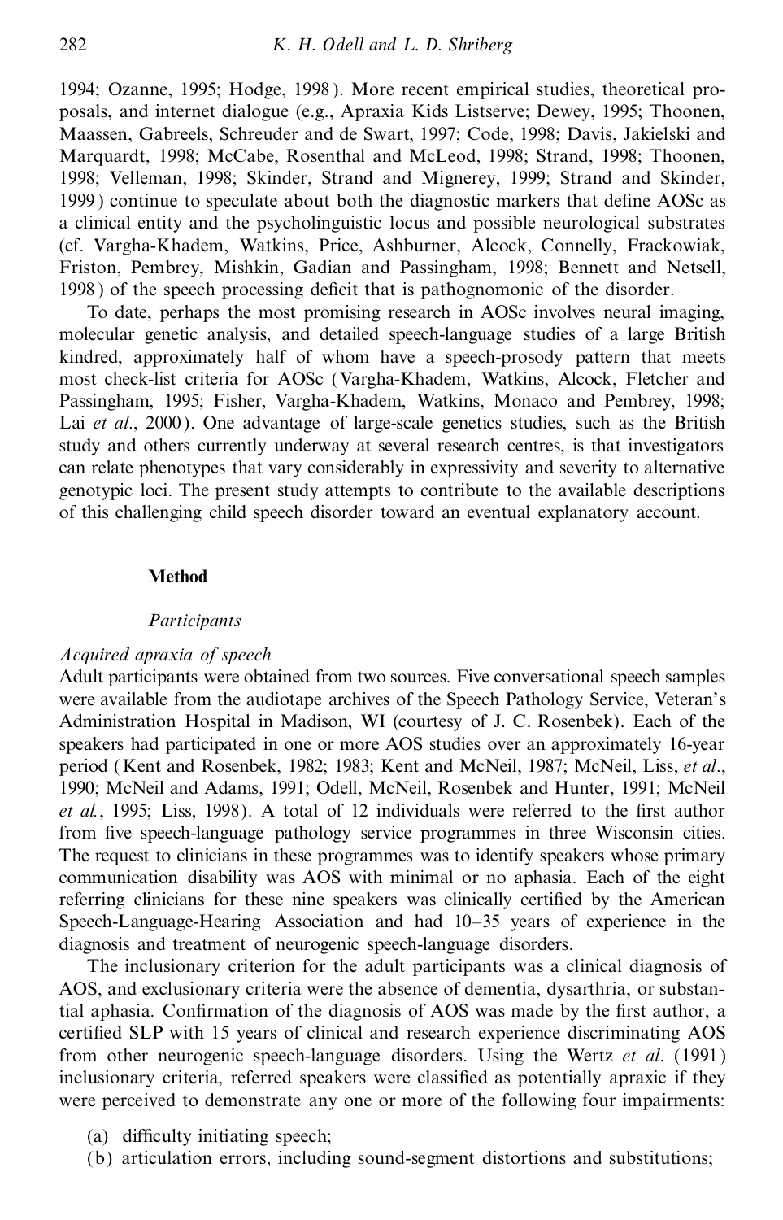1994; Ozanne, 1995; Hodge, 1998). More recent empirical studies, theoretical proposals, and internet dialogue (e.g., Apraxia Kids Listserve; Dewey, 1995; Thoonen, Maassen, Gabreels, Schreuder and de Swart, 1997; Code, 1998; Davis, Jakielski and Marquardt, 1998; McCabe, Rosenthal and McLeod, 1998; Strand, 1998; Thoonen, 1998; Velleman, 1998; Skinder, Strand and Mignerey, 1999; Strand and Skinder, 1999) continue to speculate about both the diagnostic markers that define AOSc as a clinical entity and the psycholinguistic locus and possible neurological substrates (cf. Vargha-Khadem, Watkins, Price, Ashburner, Alcock, Connelly, Frackowiak, Friston, Pembrey, Mishkin, Gadian and Passingham, 1998; Bennett and Netsell, 1998) of the speech processing deficit that is pathognomonic of the disorder.

To date, perhaps the most promising research in AOSc involves neural imaging, molecular genetic analysis, and detailed speech-language studies of a large British kindred, approximately half of whom have a speech-prosody pattern that meets most check-list criteria for AOSc (Vargha-Khadem, Watkins, Alcock, Fletcher and Passingham, 1995; Fisher, Vargha-Khadem, Watkins, Monaco and Pembrey, 1998; Lai *et al*., 2000). One advantage of large-scale genetics studies, such as the British study and others currently underway at several research centres, is that investigators can relate phenotypes that vary considerably in expressivity and severity to alternative genotypic loci. The present study attempts to contribute to the available descriptions of this challenging child speech disorder toward an eventual explanatory account.

## Method

### *Participants*

#### *Acquired apraxia of speech*

Adult participants were obtained from two sources. Five conversational speech samples were available from the audiotape archives of the Speech Pathology Service, Veteran's Administration Hospital in Madison, WI (courtesy of J. C. Rosenbek). Each of the speakers had participated in one or more AOS studies over an approximately 16-year period (Kent and Rosenbek, 1982; 1983; Kent and McNeil, 1987; McNeil, Liss, *et al*., 1990; McNeil and Adams, 1991; Odell, McNeil, Rosenbek and Hunter, 1991; McNeil *et al.*, 1995; Liss, 1998). A total of 12 individuals were referred to the first author from five speech-language pathology service programmes in three Wisconsin cities. The request to clinicians in these programmes was to identify speakers whose primary communication disability was AOS with minimal or no aphasia. Each of the eight referring clinicians for these nine speakers was clinically certified by the American Speech-Language-Hearing Association and had 10–35 years of experience in the diagnosis and treatment of neurogenic speech-language disorders.

The inclusionary criterion for the adult participants was a clinical diagnosis of AOS, and exclusionary criteria were the absence of dementia, dysarthria, or substantial aphasia. Confirmation of the diagnosis of AOS was made by the first author, a certified SLP with 15 years of clinical and research experience discriminating AOS from other neurogenic speech-language disorders. Using the Wertz *et al*. (1991) inclusionary criteria, referred speakers were classified as potentially apraxic if they were perceived to demonstrate any one or more of the following four impairments:

(a) difficulty initiating speech;
(b) articulation errors, including sound-segment distortions and substitutions;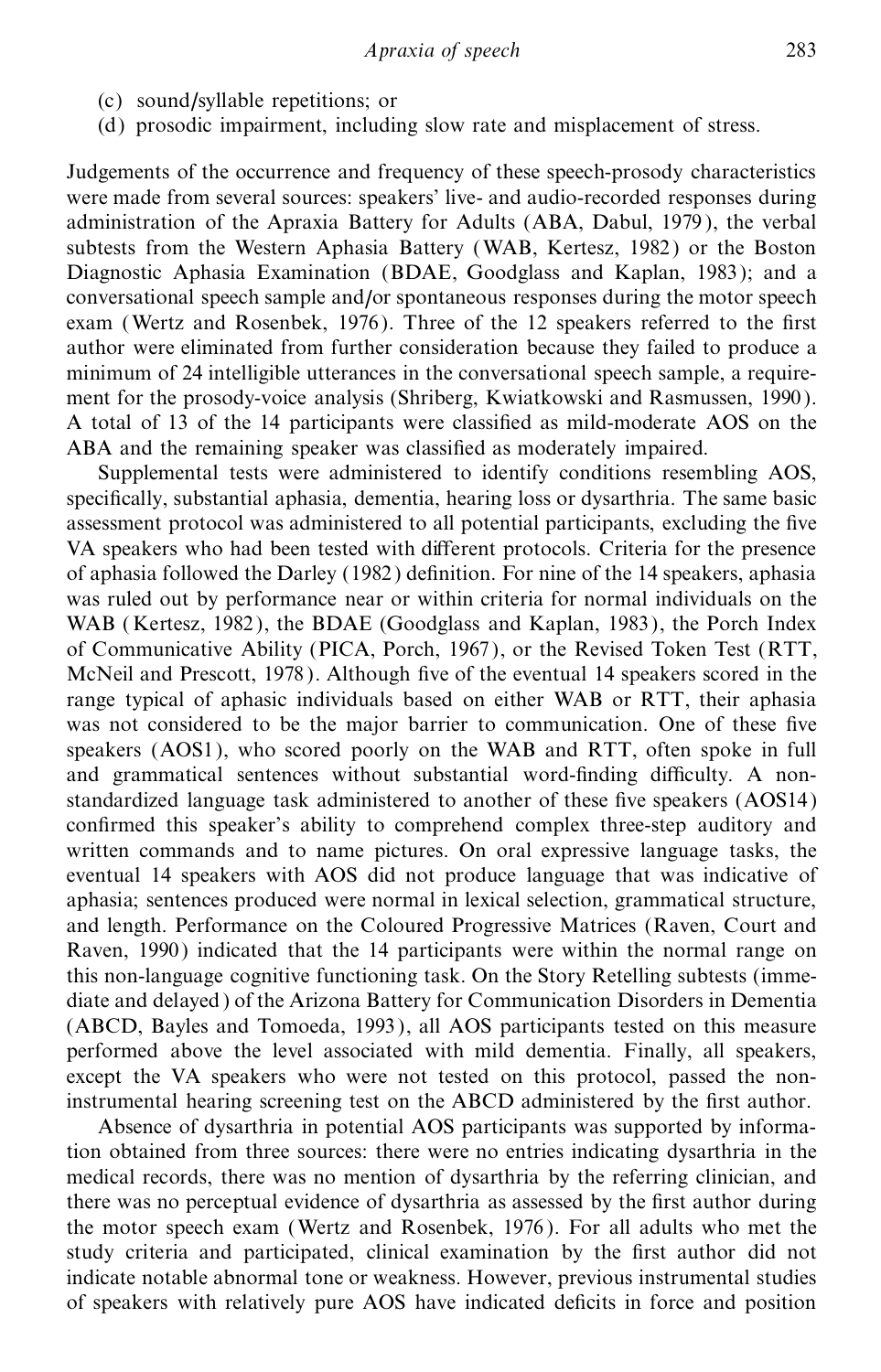(c) sound/syllable repetitions; or
(d) prosodic impairment, including slow rate and misplacement of stress.

Judgements of the occurrence and frequency of these speech-prosody characteristics were made from several sources: speakers' live- and audio-recorded responses during administration of the Apraxia Battery for Adults (ABA, Dabul, 1979), the verbal subtests from the Western Aphasia Battery (WAB, Kertesz, 1982) or the Boston Diagnostic Aphasia Examination (BDAE, Goodglass and Kaplan, 1983); and a conversational speech sample and/or spontaneous responses during the motor speech exam (Wertz and Rosenbek, 1976). Three of the 12 speakers referred to the first author were eliminated from further consideration because they failed to produce a minimum of 24 intelligible utterances in the conversational speech sample, a requirement for the prosody-voice analysis (Shriberg, Kwiatkowski and Rasmussen, 1990). A total of 13 of the 14 participants were classified as mild-moderate AOS on the ABA and the remaining speaker was classified as moderately impaired.

Supplemental tests were administered to identify conditions resembling AOS, specifically, substantial aphasia, dementia, hearing loss or dysarthria. The same basic assessment protocol was administered to all potential participants, excluding the five VA speakers who had been tested with different protocols. Criteria for the presence of aphasia followed the Darley (1982) definition. For nine of the 14 speakers, aphasia was ruled out by performance near or within criteria for normal individuals on the WAB (Kertesz, 1982), the BDAE (Goodglass and Kaplan, 1983), the Porch Index of Communicative Ability (PICA, Porch, 1967), or the Revised Token Test (RTT, McNeil and Prescott, 1978). Although five of the eventual 14 speakers scored in the range typical of aphasic individuals based on either WAB or RTT, their aphasia was not considered to be the major barrier to communication. One of these five speakers (AOS1), who scored poorly on the WAB and RTT, often spoke in full and grammatical sentences without substantial word-finding difficulty. A non-standardized language task administered to another of these five speakers (AOS14) confirmed this speaker's ability to comprehend complex three-step auditory and written commands and to name pictures. On oral expressive language tasks, the eventual 14 speakers with AOS did not produce language that was indicative of aphasia; sentences produced were normal in lexical selection, grammatical structure, and length. Performance on the Coloured Progressive Matrices (Raven, Court and Raven, 1990) indicated that the 14 participants were within the normal range on this non-language cognitive functioning task. On the Story Retelling subtests (immediate and delayed) of the Arizona Battery for Communication Disorders in Dementia (ABCD, Bayles and Tomoeda, 1993), all AOS participants tested on this measure performed above the level associated with mild dementia. Finally, all speakers, except the VA speakers who were not tested on this protocol, passed the non-instrumental hearing screening test on the ABCD administered by the first author.

Absence of dysarthria in potential AOS participants was supported by information obtained from three sources: there were no entries indicating dysarthria in the medical records, there was no mention of dysarthria by the referring clinician, and there was no perceptual evidence of dysarthria as assessed by the first author during the motor speech exam (Wertz and Rosenbek, 1976). For all adults who met the study criteria and participated, clinical examination by the first author did not indicate notable abnormal tone or weakness. However, previous instrumental studies of speakers with relatively pure AOS have indicated deficits in force and position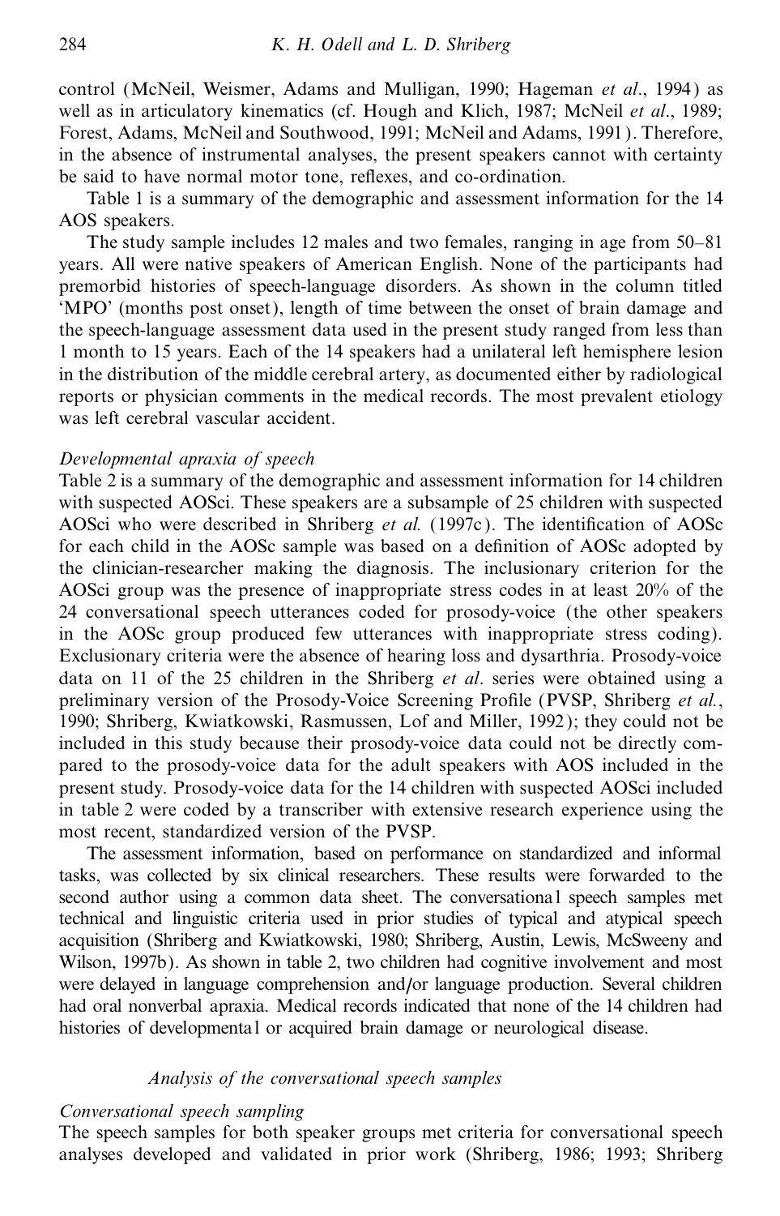control (McNeil, Weismer, Adams and Mulligan, 1990; Hageman *et al*., 1994) as well as in articulatory kinematics (cf. Hough and Klich, 1987; McNeil *et al*., 1989; Forest, Adams, McNeil and Southwood, 1991; McNeil and Adams, 1991). Therefore, in the absence of instrumental analyses, the present speakers cannot with certainty be said to have normal motor tone, reflexes, and co-ordination.

Table 1 is a summary of the demographic and assessment information for the 14 AOS speakers.

The study sample includes 12 males and two females, ranging in age from 50–81 years. All were native speakers of American English. None of the participants had premorbid histories of speech-language disorders. As shown in the column titled 'MPO' (months post onset), length of time between the onset of brain damage and the speech-language assessment data used in the present study ranged from less than 1 month to 15 years. Each of the 14 speakers had a unilateral left hemisphere lesion in the distribution of the middle cerebral artery, as documented either by radiological reports or physician comments in the medical records. The most prevalent etiology was left cerebral vascular accident.

*Developmental apraxia of speech*

Table 2 is a summary of the demographic and assessment information for 14 children with suspected AOSci. These speakers are a subsample of 25 children with suspected AOSci who were described in Shriberg *et al.* (1997c). The identification of AOSc for each child in the AOSc sample was based on a definition of AOSc adopted by the clinician-researcher making the diagnosis. The inclusionary criterion for the AOSci group was the presence of inappropriate stress codes in at least 20% of the 24 conversational speech utterances coded for prosody-voice (the other speakers in the AOSc group produced few utterances with inappropriate stress coding). Exclusionary criteria were the absence of hearing loss and dysarthria. Prosody-voice data on 11 of the 25 children in the Shriberg *et al*. series were obtained using a preliminary version of the Prosody-Voice Screening Profile (PVSP, Shriberg *et al.*, 1990; Shriberg, Kwiatkowski, Rasmussen, Lof and Miller, 1992); they could not be included in this study because their prosody-voice data could not be directly compared to the prosody-voice data for the adult speakers with AOS included in the present study. Prosody-voice data for the 14 children with suspected AOSci included in table 2 were coded by a transcriber with extensive research experience using the most recent, standardized version of the PVSP.

The assessment information, based on performance on standardized and informal tasks, was collected by six clinical researchers. These results were forwarded to the second author using a common data sheet. The conversational speech samples met technical and linguistic criteria used in prior studies of typical and atypical speech acquisition (Shriberg and Kwiatkowski, 1980; Shriberg, Austin, Lewis, McSweeny and Wilson, 1997b). As shown in table 2, two children had cognitive involvement and most were delayed in language comprehension and/or language production. Several children had oral nonverbal apraxia. Medical records indicated that none of the 14 children had histories of developmental or acquired brain damage or neurological disease.

## *Analysis of the conversational speech samples*

*Conversational speech sampling*

The speech samples for both speaker groups met criteria for conversational speech analyses developed and validated in prior work (Shriberg, 1986; 1993; Shriberg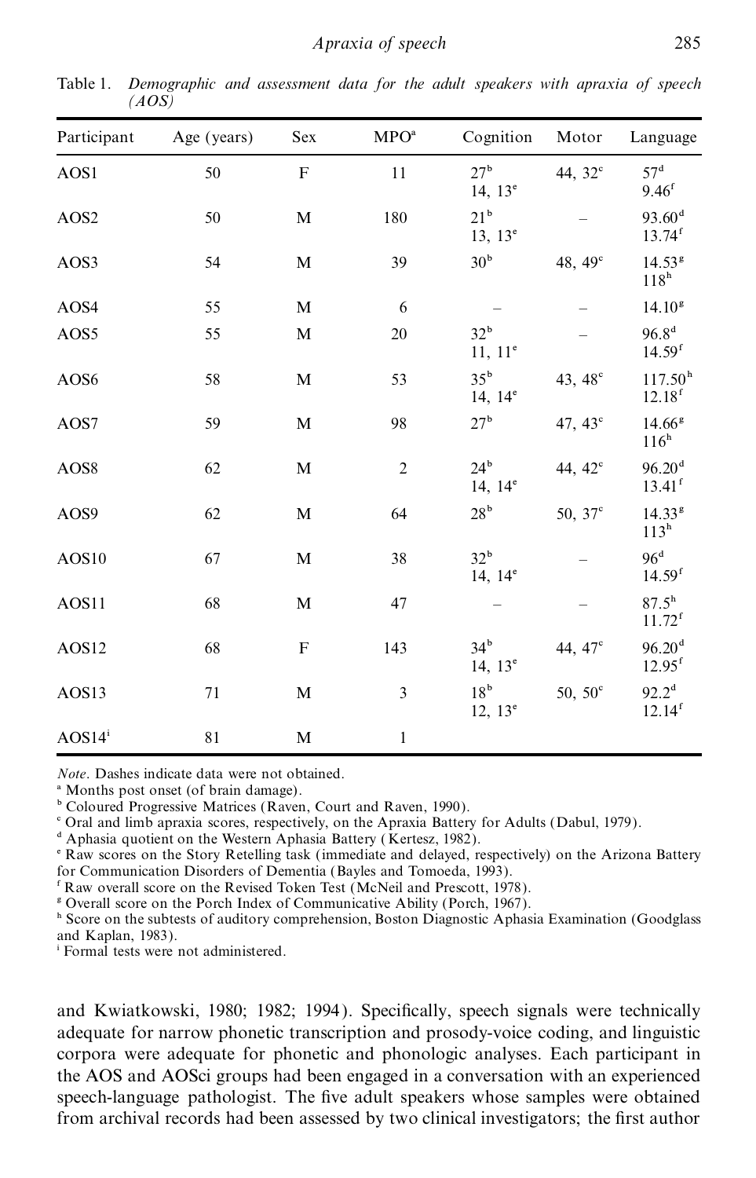Table 1. *Demographic and assessment data for the adult speakers with apraxia of speech (AOS)*

| Participant | Age (years) | Sex | MPO[a] | Cognition | Motor | Language |
|---|---|---|---|---|---|---|
| AOS1 | 50 | F | 11 | 27[b] 14, 13[e] | 44, 32[c] | 57[d] 9.46[f] |
| AOS2 | 50 | M | 180 | 21[b] 13, 13[e] | – | 93.60[d] 13.74[f] |
| AOS3 | 54 | M | 39 | 30[b] | 48, 49[c] | 14.53[g] 118[h] |
| AOS4 | 55 | M | 6 | – | – | 14.10[g] |
| AOS5 | 55 | M | 20 | 32[b] 11, 11[e] | – | 96.8[d] 14.59[f] |
| AOS6 | 58 | M | 53 | 35[b] 14, 14[e] | 43, 48[c] | 117.50[h] 12.18[f] |
| AOS7 | 59 | M | 98 | 27[b] | 47, 43[c] | 14.66[g] 116[h] |
| AOS8 | 62 | M | 2 | 24[b] 14, 14[e] | 44, 42[c] | 96.20[d] 13.41[f] |
| AOS9 | 62 | M | 64 | 28[b] | 50, 37[c] | 14.33[g] 113[h] |
| AOS10 | 67 | M | 38 | 32[b] 14, 14[e] | – | 96[d] 14.59[f] |
| AOS11 | 68 | M | 47 | – | – | 87.5[h] 11.72[f] |
| AOS12 | 68 | F | 143 | 34[b] 14, 13[e] | 44, 47[c] | 96.20[d] 12.95[f] |
| AOS13 | 71 | M | 3 | 18[b] 12, 13[e] | 50, 50[c] | 92.2[d] 12.14[f] |
| AOS14[i] | 81 | M | 1 | | | |

*Note*. Dashes indicate data were not obtained.
[a] Months post onset (of brain damage).
[b] Coloured Progressive Matrices (Raven, Court and Raven, 1990).
[c] Oral and limb apraxia scores, respectively, on the Apraxia Battery for Adults (Dabul, 1979).
[d] Aphasia quotient on the Western Aphasia Battery (Kertesz, 1982).
[e] Raw scores on the Story Retelling task (immediate and delayed, respectively) on the Arizona Battery for Communication Disorders of Dementia (Bayles and Tomoeda, 1993).
[f] Raw overall score on the Revised Token Test (McNeil and Prescott, 1978).
[g] Overall score on the Porch Index of Communicative Ability (Porch, 1967).
[h] Score on the subtests of auditory comprehension, Boston Diagnostic Aphasia Examination (Goodglass and Kaplan, 1983).
[i] Formal tests were not administered.

and Kwiatkowski, 1980; 1982; 1994). Specifically, speech signals were technically adequate for narrow phonetic transcription and prosody-voice coding, and linguistic corpora were adequate for phonetic and phonologic analyses. Each participant in the AOS and AOSci groups had been engaged in a conversation with an experienced speech-language pathologist. The five adult speakers whose samples were obtained from archival records had been assessed by two clinical investigators; the first author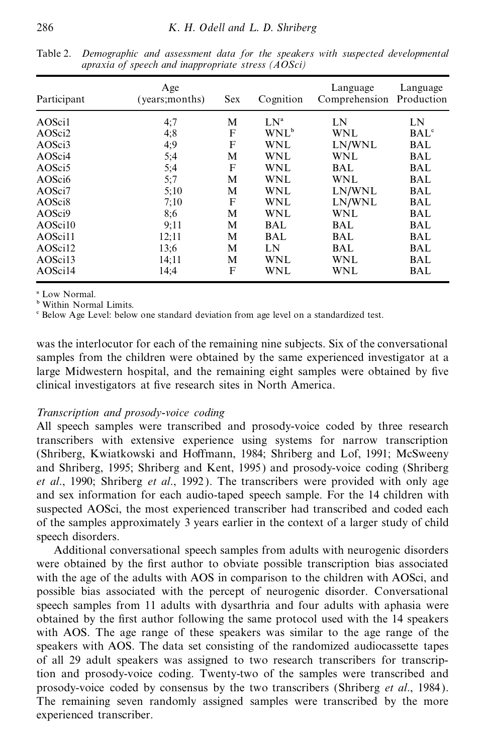Table 2. *Demographic and assessment data for the speakers with suspected developmental apraxia of speech and inappropriate stress (AOSci)*

| Participant | Age (years;months) | Sex | Cognition | Language Comprehension | Language Production |
|---|---|---|---|---|---|
| AOSci1 | 4;7 | M | LN[a] | LN | LN |
| AOSci2 | 4;8 | F | WNL[b] | WNL | BAL[c] |
| AOSci3 | 4;9 | F | WNL | LN/WNL | BAL |
| AOSci4 | 5;4 | M | WNL | WNL | BAL |
| AOSci5 | 5;4 | F | WNL | BAL | BAL |
| AOSci6 | 5;7 | M | WNL | WNL | BAL |
| AOSci7 | 5;10 | M | WNL | LN/WNL | BAL |
| AOSci8 | 7;10 | F | WNL | LN/WNL | BAL |
| AOSci9 | 8;6 | M | WNL | WNL | BAL |
| AOSci10 | 9;11 | M | BAL | BAL | BAL |
| AOSci11 | 12;11 | M | BAL | BAL | BAL |
| AOSci12 | 13;6 | M | LN | BAL | BAL |
| AOSci13 | 14;11 | M | WNL | WNL | BAL |
| AOSci14 | 14;4 | F | WNL | WNL | BAL |

[a] Low Normal.
[b] Within Normal Limits.
[c] Below Age Level: below one standard deviation from age level on a standardized test.

was the interlocutor for each of the remaining nine subjects. Six of the conversational samples from the children were obtained by the same experienced investigator at a large Midwestern hospital, and the remaining eight samples were obtained by five clinical investigators at five research sites in North America.

*Transcription and prosody-voice coding*

All speech samples were transcribed and prosody-voice coded by three research transcribers with extensive experience using systems for narrow transcription (Shriberg, Kwiatkowski and Hoffmann, 1984; Shriberg and Lof, 1991; McSweeny and Shriberg, 1995; Shriberg and Kent, 1995) and prosody-voice coding (Shriberg *et al*., 1990; Shriberg *et al*., 1992). The transcribers were provided with only age and sex information for each audio-taped speech sample. For the 14 children with suspected AOSci, the most experienced transcriber had transcribed and coded each of the samples approximately 3 years earlier in the context of a larger study of child speech disorders.

Additional conversational speech samples from adults with neurogenic disorders were obtained by the first author to obviate possible transcription bias associated with the age of the adults with AOS in comparison to the children with AOSci, and possible bias associated with the percept of neurogenic disorder. Conversational speech samples from 11 adults with dysarthria and four adults with aphasia were obtained by the first author following the same protocol used with the 14 speakers with AOS. The age range of these speakers was similar to the age range of the speakers with AOS. The data set consisting of the randomized audiocassette tapes of all 29 adult speakers was assigned to two research transcribers for transcription and prosody-voice coding. Twenty-two of the samples were transcribed and prosody-voice coded by consensus by the two transcribers (Shriberg *et al*., 1984). The remaining seven randomly assigned samples were transcribed by the more experienced transcriber.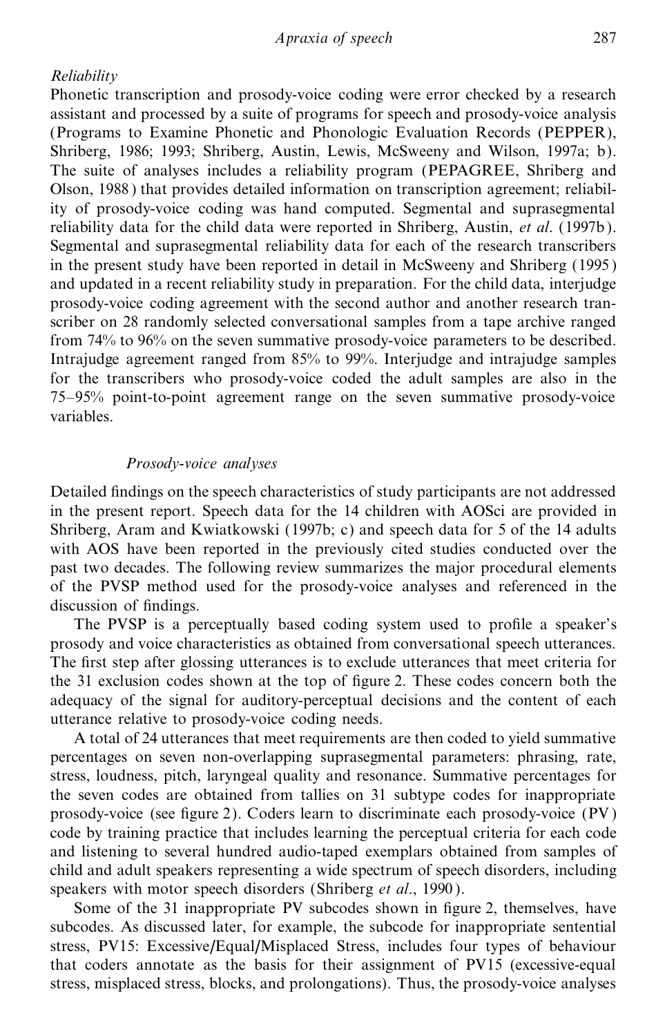*Reliability*

Phonetic transcription and prosody-voice coding were error checked by a research assistant and processed by a suite of programs for speech and prosody-voice analysis (Programs to Examine Phonetic and Phonologic Evaluation Records (PEPPER), Shriberg, 1986; 1993; Shriberg, Austin, Lewis, McSweeny and Wilson, 1997a; b). The suite of analyses includes a reliability program (PEPAGREE, Shriberg and Olson, 1988) that provides detailed information on transcription agreement; reliability of prosody-voice coding was hand computed. Segmental and suprasegmental reliability data for the child data were reported in Shriberg, Austin, *et al.* (1997b). Segmental and suprasegmental reliability data for each of the research transcribers in the present study have been reported in detail in McSweeny and Shriberg (1995) and updated in a recent reliability study in preparation. For the child data, interjudge prosody-voice coding agreement with the second author and another research transcriber on 28 randomly selected conversational samples from a tape archive ranged from 74% to 96% on the seven summative prosody-voice parameters to be described. Intrajudge agreement ranged from 85% to 99%. Interjudge and intrajudge samples for the transcribers who prosody-voice coded the adult samples are also in the 75–95% point-to-point agreement range on the seven summative prosody-voice variables.

### *Prosody-voice analyses*

Detailed findings on the speech characteristics of study participants are not addressed in the present report. Speech data for the 14 children with AOSci are provided in Shriberg, Aram and Kwiatkowski (1997b; c) and speech data for 5 of the 14 adults with AOS have been reported in the previously cited studies conducted over the past two decades. The following review summarizes the major procedural elements of the PVSP method used for the prosody-voice analyses and referenced in the discussion of findings.

The PVSP is a perceptually based coding system used to profile a speaker's prosody and voice characteristics as obtained from conversational speech utterances. The first step after glossing utterances is to exclude utterances that meet criteria for the 31 exclusion codes shown at the top of figure 2. These codes concern both the adequacy of the signal for auditory-perceptual decisions and the content of each utterance relative to prosody-voice coding needs.

A total of 24 utterances that meet requirements are then coded to yield summative percentages on seven non-overlapping suprasegmental parameters: phrasing, rate, stress, loudness, pitch, laryngeal quality and resonance. Summative percentages for the seven codes are obtained from tallies on 31 subtype codes for inappropriate prosody-voice (see figure 2). Coders learn to discriminate each prosody-voice (PV) code by training practice that includes learning the perceptual criteria for each code and listening to several hundred audio-taped exemplars obtained from samples of child and adult speakers representing a wide spectrum of speech disorders, including speakers with motor speech disorders (Shriberg *et al.*, 1990).

Some of the 31 inappropriate PV subcodes shown in figure 2, themselves, have subcodes. As discussed later, for example, the subcode for inappropriate sentential stress, PV15: Excessive/Equal/Misplaced Stress, includes four types of behaviour that coders annotate as the basis for their assignment of PV15 (excessive-equal stress, misplaced stress, blocks, and prolongations). Thus, the prosody-voice analyses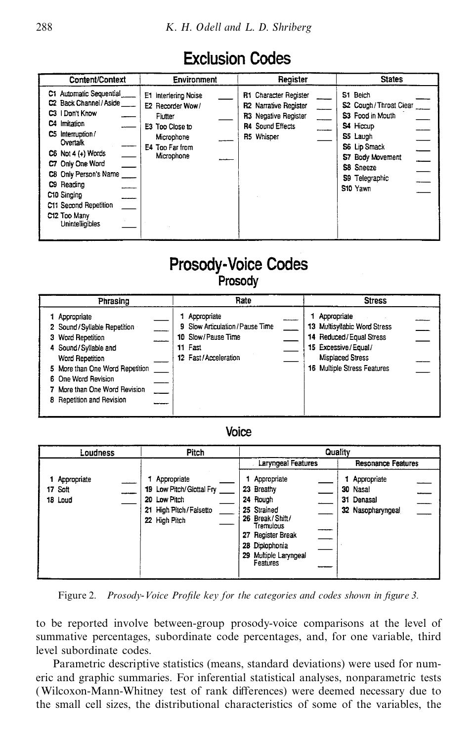## Exclusion Codes

| Content/Context | Environment | Register | States |
|---|---|---|---|
| C1 Automatic Sequential ___ | E1 Interfering Noise ___ | R1 Character Register ___ | S1 Belch ___ |
| C2 Back Channel/Aside ___ | E2 Recorder Wow/Flutter ___ | R2 Narrative Register ___ | S2 Cough/Throat Clear ___ |
| C3 I Don't Know ___ | E3 Too Close to Microphone ___ | R3 Negative Register ___ | S3 Food in Mouth ___ |
| C4 Imitation ___ | E4 Too Far from Microphone ___ | R4 Sound Effects ___ | S4 Hiccup ___ |
| C5 Interruption/Overtalk ___ | | R5 Whisper ___ | S5 Laugh ___ |
| C6 Not 4 (+) Words ___ | | | S6 Lip Smack ___ |
| C7 Only One Word ___ | | | S7 Body Movement ___ |
| C8 Only Person's Name ___ | | | S8 Sneeze ___ |
| C9 Reading ___ | | | S9 Telegraphic ___ |
| C10 Singing ___ | | | S10 Yawn ___ |
| C11 Second Repetition ___ | | | |
| C12 Too Many Unintelligibles ___ | | | |

## Prosody-Voice Codes

### Prosody

| Phrasing | Rate | Stress |
|---|---|---|
| 1 Appropriate ___ | 1 Appropriate ___ | 1 Appropriate ___ |
| 2 Sound/Syllable Repetition ___ | 9 Slow Articulation/Pause Time ___ | 13 Multisyllabic Word Stress ___ |
| 3 Word Repetition ___ | 10 Slow/Pause Time ___ | 14 Reduced/Equal Stress ___ |
| 4 Sound/Syllable and Word Repetition ___ | 11 Fast ___ | 15 Excessive/Equal/Misplaced Stress ___ |
| 5 More than One Word Repetition ___ | 12 Fast/Acceleration ___ | 16 Multiple Stress Features ___ |
| 6 One Word Revision ___ | | |
| 7 More than One Word Revision ___ | | |
| 8 Repetition and Revision ___ | | |

### Voice

| Loudness | Pitch | Quality | |
|---|---|---|---|
| | | Laryngeal Features | Resonance Features |
| 1 Appropriate ___ | 1 Appropriate ___ | 1 Appropriate ___ | 1 Appropriate ___ |
| 17 Soft ___ | 19 Low Pitch/Glottal Fry ___ | 23 Breathy ___ | 30 Nasal ___ |
| 18 Loud ___ | 20 Low Pitch ___ | 24 Rough ___ | 31 Denasal ___ |
| | 21 High Pitch/Falsetto ___ | 25 Strained ___ | 32 Nasopharyngeal ___ |
| | 22 High Pitch ___ | 26 Break/Shift/Tremulous ___ | |
| | | 27 Register Break ___ | |
| | | 28 Diplophonia ___ | |
| | | 29 Multiple Laryngeal Features ___ | |

Figure 2. *Prosody-Voice Profile key for the categories and codes shown in figure 3.*

to be reported involve between-group prosody-voice comparisons at the level of summative percentages, subordinate code percentages, and, for one variable, third level subordinate codes.

Parametric descriptive statistics (means, standard deviations) were used for numeric and graphic summaries. For inferential statistical analyses, nonparametric tests (Wilcoxon-Mann-Whitney test of rank differences) were deemed necessary due to the small cell sizes, the distributional characteristics of some of the variables, the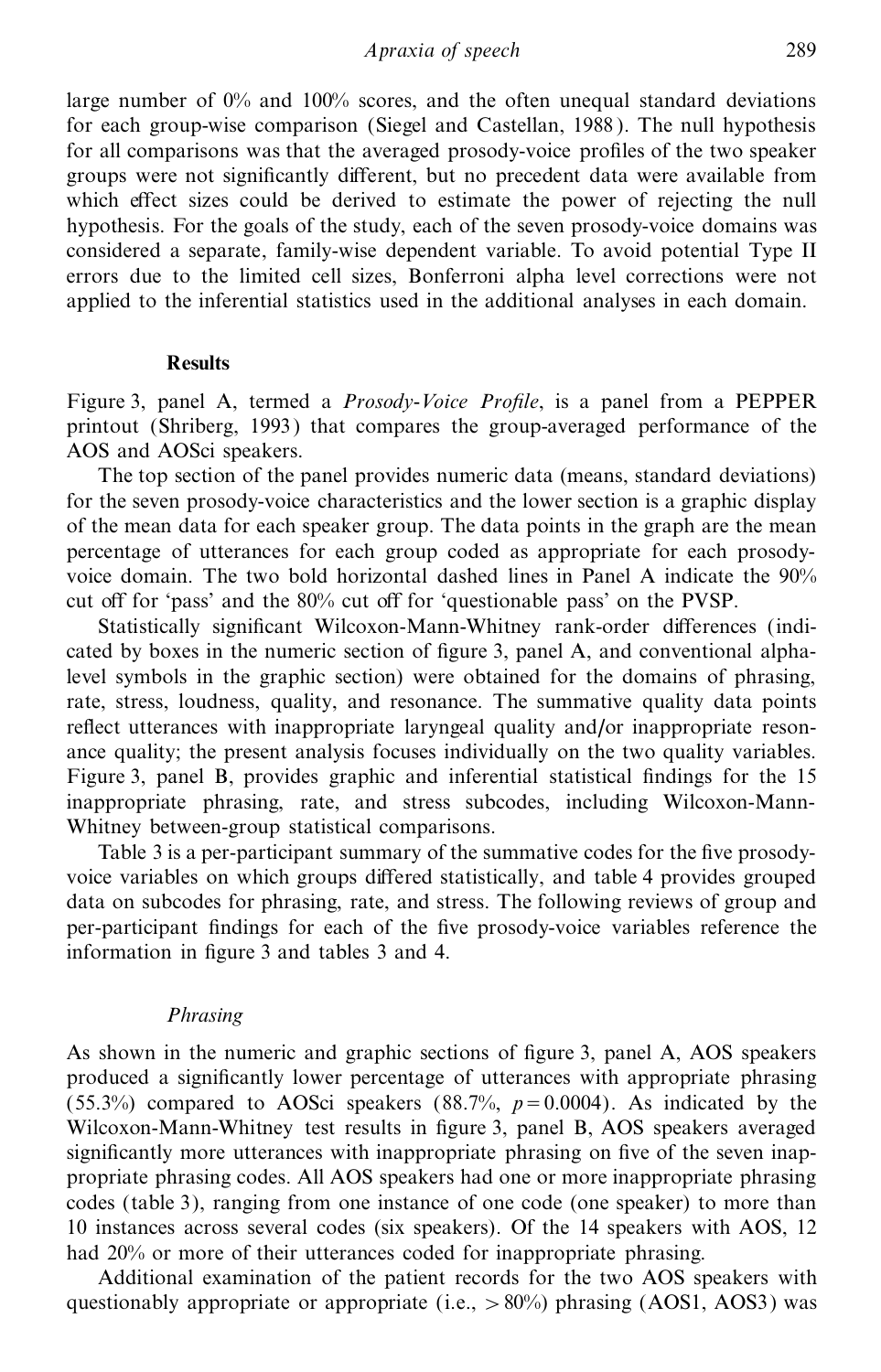large number of 0% and 100% scores, and the often unequal standard deviations for each group-wise comparison (Siegel and Castellan, 1988). The null hypothesis for all comparisons was that the averaged prosody-voice profiles of the two speaker groups were not significantly different, but no precedent data were available from which effect sizes could be derived to estimate the power of rejecting the null hypothesis. For the goals of the study, each of the seven prosody-voice domains was considered a separate, family-wise dependent variable. To avoid potential Type II errors due to the limited cell sizes, Bonferroni alpha level corrections were not applied to the inferential statistics used in the additional analyses in each domain.

## Results

Figure 3, panel A, termed a *Prosody-Voice Profile*, is a panel from a PEPPER printout (Shriberg, 1993) that compares the group-averaged performance of the AOS and AOSci speakers.

The top section of the panel provides numeric data (means, standard deviations) for the seven prosody-voice characteristics and the lower section is a graphic display of the mean data for each speaker group. The data points in the graph are the mean percentage of utterances for each group coded as appropriate for each prosody-voice domain. The two bold horizontal dashed lines in Panel A indicate the 90% cut off for 'pass' and the 80% cut off for 'questionable pass' on the PVSP.

Statistically significant Wilcoxon-Mann-Whitney rank-order differences (indicated by boxes in the numeric section of figure 3, panel A, and conventional alpha-level symbols in the graphic section) were obtained for the domains of phrasing, rate, stress, loudness, quality, and resonance. The summative quality data points reflect utterances with inappropriate laryngeal quality and/or inappropriate resonance quality; the present analysis focuses individually on the two quality variables. Figure 3, panel B, provides graphic and inferential statistical findings for the 15 inappropriate phrasing, rate, and stress subcodes, including Wilcoxon-Mann-Whitney between-group statistical comparisons.

Table 3 is a per-participant summary of the summative codes for the five prosody-voice variables on which groups differed statistically, and table 4 provides grouped data on subcodes for phrasing, rate, and stress. The following reviews of group and per-participant findings for each of the five prosody-voice variables reference the information in figure 3 and tables 3 and 4.

### *Phrasing*

As shown in the numeric and graphic sections of figure 3, panel A, AOS speakers produced a significantly lower percentage of utterances with appropriate phrasing (55.3%) compared to AOSci speakers (88.7%, $p = 0.0004$). As indicated by the Wilcoxon-Mann-Whitney test results in figure 3, panel B, AOS speakers averaged significantly more utterances with inappropriate phrasing on five of the seven inappropriate phrasing codes. All AOS speakers had one or more inappropriate phrasing codes (table 3), ranging from one instance of one code (one speaker) to more than 10 instances across several codes (six speakers). Of the 14 speakers with AOS, 12 had 20% or more of their utterances coded for inappropriate phrasing.

Additional examination of the patient records for the two AOS speakers with questionably appropriate or appropriate (i.e., $> 80\%$) phrasing (AOS1, AOS3) was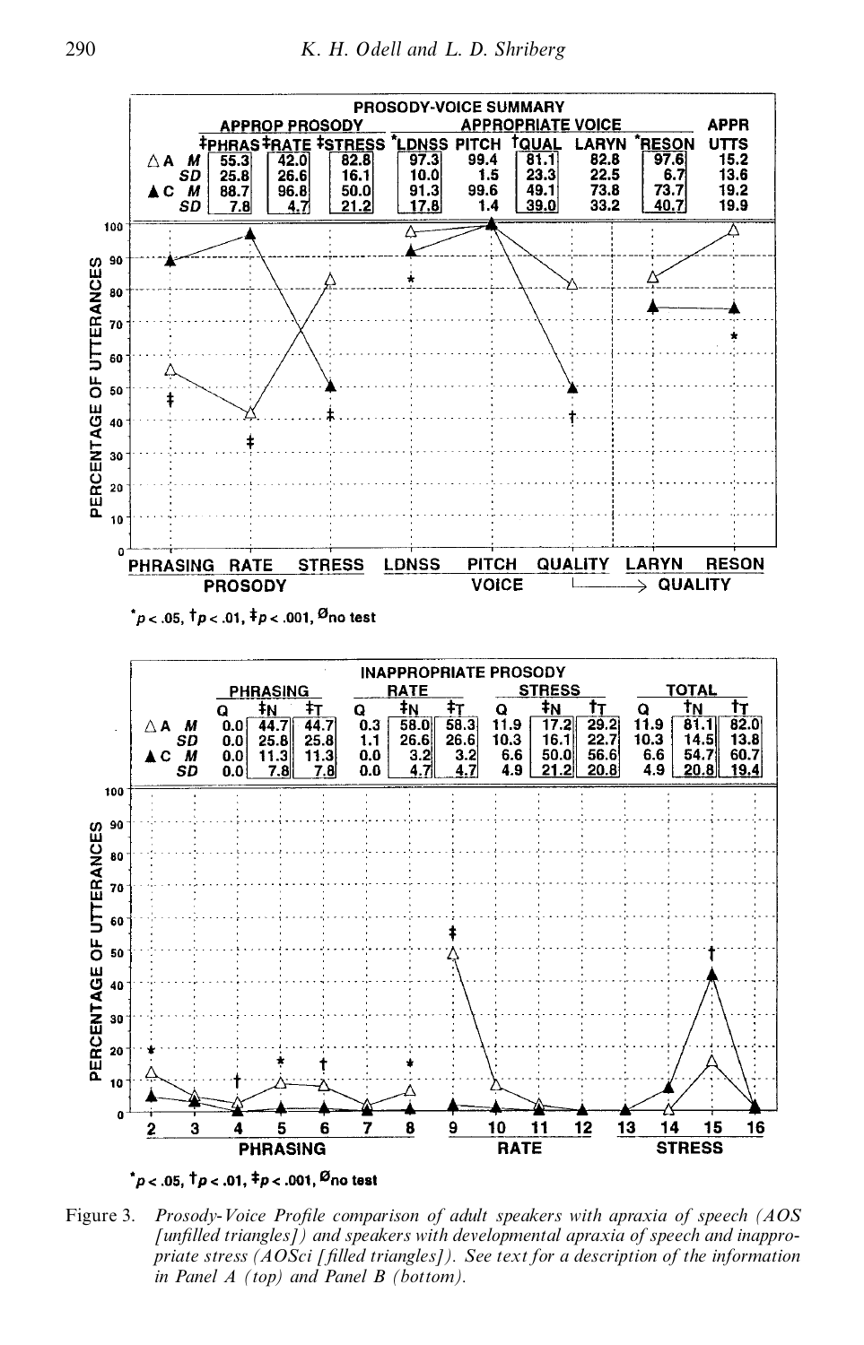PROSODY-VOICE SUMMARY

| | | APPROP PROSODY | | | APPROPRIATE VOICE | | | | | APPR |
|---|---|---|---|---|---|---|---|---|---|---|
| | | ‡PHRAS | ‡RATE | ‡STRESS | *LDNSS | PITCH | †QUAL | LARYN | *RESON | UTTS |
| △A | M | 55.3 | 42.0 | 82.8 | 97.3 | 99.4 | 81.1 | 82.8 | 97.6 | 15.2 |
| | SD | 25.8 | 26.6 | 16.1 | 10.0 | 1.5 | 23.3 | 22.5 | 6.7 | 13.6 |
| ▲C | M | 88.7 | 96.8 | 50.0 | 91.3 | 99.6 | 49.1 | 73.8 | 73.7 | 19.2 |
| | SD | 7.8 | 4.7 | 21.2 | 17.8 | 1.4 | 39.0 | 33.2 | 40.7 | 19.9 |

*$p < .05$, †$p < .01$, ‡$p < .001$, Ø no test

INAPPROPRIATE PROSODY

| | | PHRASING | | | RATE | | | STRESS | | | TOTAL | | |
|---|---|---|---|---|---|---|---|---|---|---|---|---|---|
| | | Q | ‡N | ‡T | Q | ‡N | ‡T | Q | ‡N | †T | Q | †N | †T |
| △A | M | 0.0 | 44.7 | 44.7 | 0.3 | 58.0 | 58.3 | 11.9 | 17.2 | 29.2 | 11.9 | 81.1 | 82.0 |
| | SD | 0.0 | 25.8 | 25.8 | 1.1 | 26.6 | 26.6 | 10.3 | 16.1 | 22.7 | 10.3 | 14.5 | 13.8 |
| ▲C | M | 0.0 | 11.3 | 11.3 | 0.0 | 3.2 | 3.2 | 6.6 | 50.0 | 56.6 | 6.6 | 54.7 | 60.7 |
| | SD | 0.0 | 7.8 | 7.8 | 0.0 | 4.7 | 4.7 | 4.9 | 21.2 | 20.8 | 4.9 | 20.8 | 19.4 |

*$p < .05$, †$p < .01$, ‡$p < .001$, Ø no test

Figure 3. *Prosody-Voice Profile comparison of adult speakers with apraxia of speech (AOS [unfilled triangles]) and speakers with developmental apraxia of speech and inappropriate stress (AOSci [filled triangles]). See text for a description of the information in Panel A (top) and Panel B (bottom).*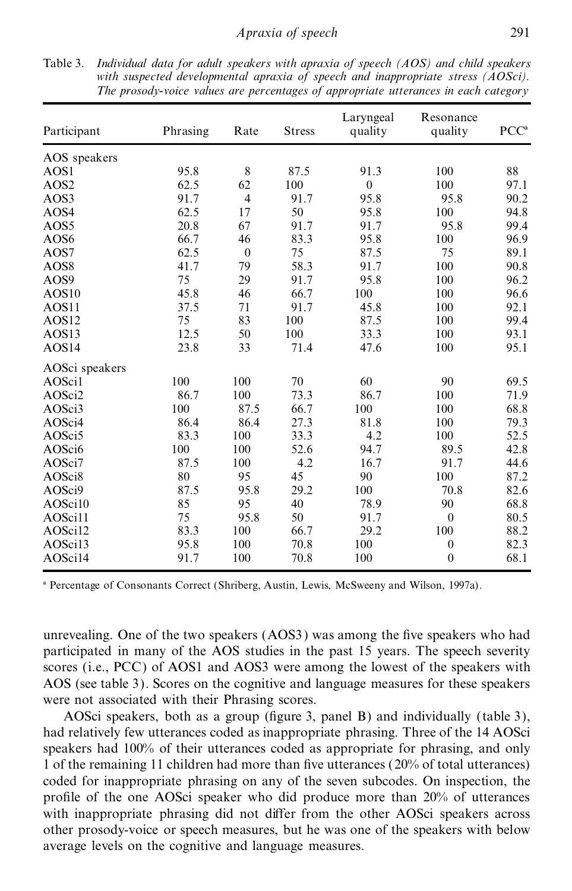Table 3. *Individual data for adult speakers with apraxia of speech (AOS) and child speakers with suspected developmental apraxia of speech and inappropriate stress (AOSci). The prosody-voice values are percentages of appropriate utterances in each category*

| Participant | Phrasing | Rate | Stress | Laryngeal quality | Resonance quality | PCC[a] |
|---|---|---|---|---|---|---|
| AOS speakers | | | | | | |
| AOS1 | 95.8 | 8 | 87.5 | 91.3 | 100 | 88 |
| AOS2 | 62.5 | 62 | 100 | 0 | 100 | 97.1 |
| AOS3 | 91.7 | 4 | 91.7 | 95.8 | 95.8 | 90.2 |
| AOS4 | 62.5 | 17 | 50 | 95.8 | 100 | 94.8 |
| AOS5 | 20.8 | 67 | 91.7 | 91.7 | 95.8 | 99.4 |
| AOS6 | 66.7 | 46 | 83.3 | 95.8 | 100 | 96.9 |
| AOS7 | 62.5 | 0 | 75 | 87.5 | 75 | 89.1 |
| AOS8 | 41.7 | 79 | 58.3 | 91.7 | 100 | 90.8 |
| AOS9 | 75 | 29 | 91.7 | 95.8 | 100 | 96.2 |
| AOS10 | 45.8 | 46 | 66.7 | 100 | 100 | 96.6 |
| AOS11 | 37.5 | 71 | 91.7 | 45.8 | 100 | 92.1 |
| AOS12 | 75 | 83 | 100 | 87.5 | 100 | 99.4 |
| AOS13 | 12.5 | 50 | 100 | 33.3 | 100 | 93.1 |
| AOS14 | 23.8 | 33 | 71.4 | 47.6 | 100 | 95.1 |
| AOSci speakers | | | | | | |
| AOSci1 | 100 | 100 | 70 | 60 | 90 | 69.5 |
| AOSci2 | 86.7 | 100 | 73.3 | 86.7 | 100 | 71.9 |
| AOSci3 | 100 | 87.5 | 66.7 | 100 | 100 | 68.8 |
| AOSci4 | 86.4 | 86.4 | 27.3 | 81.8 | 100 | 79.3 |
| AOSci5 | 83.3 | 100 | 33.3 | 4.2 | 100 | 52.5 |
| AOSci6 | 100 | 100 | 52.6 | 94.7 | 89.5 | 42.8 |
| AOSci7 | 87.5 | 100 | 4.2 | 16.7 | 91.7 | 44.6 |
| AOSci8 | 80 | 95 | 45 | 90 | 100 | 87.2 |
| AOSci9 | 87.5 | 95.8 | 29.2 | 100 | 70.8 | 82.6 |
| AOSci10 | 85 | 95 | 40 | 78.9 | 90 | 68.8 |
| AOSci11 | 75 | 95.8 | 50 | 91.7 | 0 | 80.5 |
| AOSci12 | 83.3 | 100 | 66.7 | 29.2 | 100 | 88.2 |
| AOSci13 | 95.8 | 100 | 70.8 | 100 | 0 | 82.3 |
| AOSci14 | 91.7 | 100 | 70.8 | 100 | 0 | 68.1 |

[a] Percentage of Consonants Correct (Shriberg, Austin, Lewis, McSweeny and Wilson, 1997a).

unrevealing. One of the two speakers (AOS3) was among the five speakers who had participated in many of the AOS studies in the past 15 years. The speech severity scores (i.e., PCC) of AOS1 and AOS3 were among the lowest of the speakers with AOS (see table 3). Scores on the cognitive and language measures for these speakers were not associated with their Phrasing scores.

AOSci speakers, both as a group (figure 3, panel B) and individually (table 3), had relatively few utterances coded as inappropriate phrasing. Three of the 14 AOSci speakers had 100% of their utterances coded as appropriate for phrasing, and only 1 of the remaining 11 children had more than five utterances (20% of total utterances) coded for inappropriate phrasing on any of the seven subcodes. On inspection, the profile of the one AOSci speaker who did produce more than 20% of utterances with inappropriate phrasing did not differ from the other AOSci speakers across other prosody-voice or speech measures, but he was one of the speakers with below average levels on the cognitive and language measures.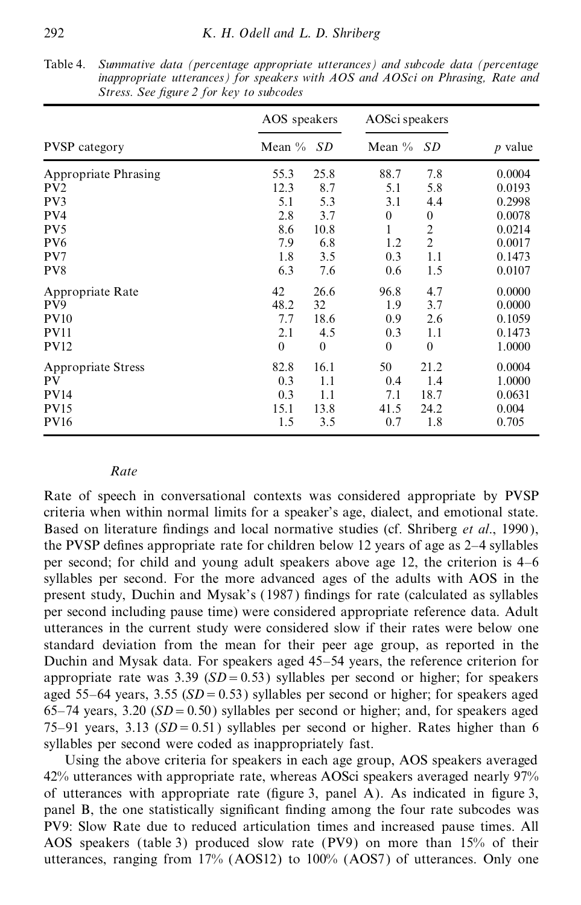Table 4. *Summative data (percentage appropriate utterances) and subcode data (percentage inappropriate utterances) for speakers with AOS and AOSci on Phrasing, Rate and Stress. See figure 2 for key to subcodes*

| PVSP category | AOS speakers | | AOSci speakers | | |
|---|---|---|---|---|---|
| | Mean % | *SD* | Mean % | *SD* | *p* value |
| Appropriate Phrasing | 55.3 | 25.8 | 88.7 | 7.8 | 0.0004 |
| PV2 | 12.3 | 8.7 | 5.1 | 5.8 | 0.0193 |
| PV3 | 5.1 | 5.3 | 3.1 | 4.4 | 0.2998 |
| PV4 | 2.8 | 3.7 | 0 | 0 | 0.0078 |
| PV5 | 8.6 | 10.8 | 1 | 2 | 0.0214 |
| PV6 | 7.9 | 6.8 | 1.2 | 2 | 0.0017 |
| PV7 | 1.8 | 3.5 | 0.3 | 1.1 | 0.1473 |
| PV8 | 6.3 | 7.6 | 0.6 | 1.5 | 0.0107 |
| Appropriate Rate | 42 | 26.6 | 96.8 | 4.7 | 0.0000 |
| PV9 | 48.2 | 32 | 1.9 | 3.7 | 0.0000 |
| PV10 | 7.7 | 18.6 | 0.9 | 2.6 | 0.1059 |
| PV11 | 2.1 | 4.5 | 0.3 | 1.1 | 0.1473 |
| PV12 | 0 | 0 | 0 | 0 | 1.0000 |
| Appropriate Stress | 82.8 | 16.1 | 50 | 21.2 | 0.0004 |
| PV | 0.3 | 1.1 | 0.4 | 1.4 | 1.0000 |
| PV14 | 0.3 | 1.1 | 7.1 | 18.7 | 0.0631 |
| PV15 | 15.1 | 13.8 | 41.5 | 24.2 | 0.004 |
| PV16 | 1.5 | 3.5 | 0.7 | 1.8 | 0.705 |

### *Rate*

Rate of speech in conversational contexts was considered appropriate by PVSP criteria when within normal limits for a speaker's age, dialect, and emotional state. Based on literature findings and local normative studies (cf. Shriberg *et al*., 1990), the PVSP defines appropriate rate for children below 12 years of age as 2–4 syllables per second; for child and young adult speakers above age 12, the criterion is 4–6 syllables per second. For the more advanced ages of the adults with AOS in the present study, Duchin and Mysak's (1987) findings for rate (calculated as syllables per second including pause time) were considered appropriate reference data. Adult utterances in the current study were considered slow if their rates were below one standard deviation from the mean for their peer age group, as reported in the Duchin and Mysak data. For speakers aged 45–54 years, the reference criterion for appropriate rate was 3.39 ($SD = 0.53$) syllables per second or higher; for speakers aged 55–64 years, 3.55 ($SD = 0.53$) syllables per second or higher; for speakers aged 65–74 years, 3.20 ($SD = 0.50$) syllables per second or higher; and, for speakers aged 75–91 years, 3.13 ($SD = 0.51$) syllables per second or higher. Rates higher than 6 syllables per second were coded as inappropriately fast.

Using the above criteria for speakers in each age group, AOS speakers averaged 42% utterances with appropriate rate, whereas AOSci speakers averaged nearly 97% of utterances with appropriate rate (figure 3, panel A). As indicated in figure 3, panel B, the one statistically significant finding among the four rate subcodes was PV9: Slow Rate due to reduced articulation times and increased pause times. All AOS speakers (table 3) produced slow rate (PV9) on more than 15% of their utterances, ranging from 17% (AOS12) to 100% (AOS7) of utterances. Only one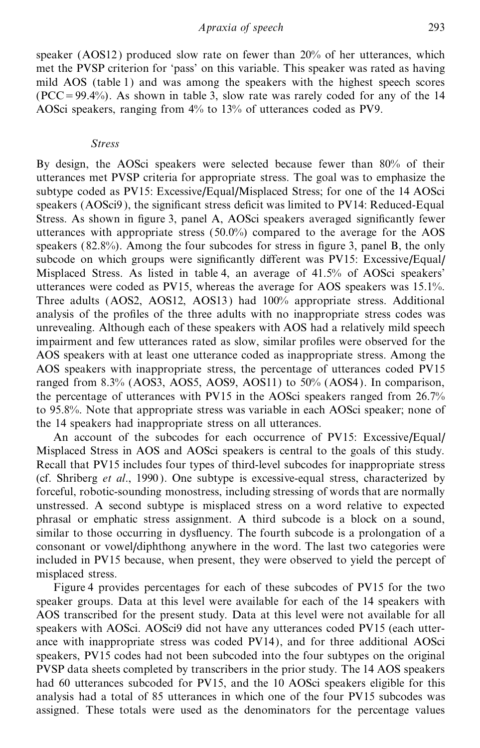speaker (AOS12) produced slow rate on fewer than 20% of her utterances, which met the PVSP criterion for 'pass' on this variable. This speaker was rated as having mild AOS (table 1) and was among the speakers with the highest speech scores (PCC = 99.4%). As shown in table 3, slow rate was rarely coded for any of the 14 AOSci speakers, ranging from 4% to 13% of utterances coded as PV9.

### *Stress*

By design, the AOSci speakers were selected because fewer than 80% of their utterances met PVSP criteria for appropriate stress. The goal was to emphasize the subtype coded as PV15: Excessive/Equal/Misplaced Stress; for one of the 14 AOSci speakers (AOSci9), the significant stress deficit was limited to PV14: Reduced-Equal Stress. As shown in figure 3, panel A, AOSci speakers averaged significantly fewer utterances with appropriate stress (50.0%) compared to the average for the AOS speakers (82.8%). Among the four subcodes for stress in figure 3, panel B, the only subcode on which groups were significantly different was PV15: Excessive/Equal/Misplaced Stress. As listed in table 4, an average of 41.5% of AOSci speakers' utterances were coded as PV15, whereas the average for AOS speakers was 15.1%. Three adults (AOS2, AOS12, AOS13) had 100% appropriate stress. Additional analysis of the profiles of the three adults with no inappropriate stress codes was unrevealing. Although each of these speakers with AOS had a relatively mild speech impairment and few utterances rated as slow, similar profiles were observed for the AOS speakers with at least one utterance coded as inappropriate stress. Among the AOS speakers with inappropriate stress, the percentage of utterances coded PV15 ranged from 8.3% (AOS3, AOS5, AOS9, AOS11) to 50% (AOS4). In comparison, the percentage of utterances with PV15 in the AOSci speakers ranged from 26.7% to 95.8%. Note that appropriate stress was variable in each AOSci speaker; none of the 14 speakers had inappropriate stress on all utterances.

An account of the subcodes for each occurrence of PV15: Excessive/Equal/Misplaced Stress in AOS and AOSci speakers is central to the goals of this study. Recall that PV15 includes four types of third-level subcodes for inappropriate stress (cf. Shriberg *et al*., 1990). One subtype is excessive-equal stress, characterized by forceful, robotic-sounding monostress, including stressing of words that are normally unstressed. A second subtype is misplaced stress on a word relative to expected phrasal or emphatic stress assignment. A third subcode is a block on a sound, similar to those occurring in dysfluency. The fourth subcode is a prolongation of a consonant or vowel/diphthong anywhere in the word. The last two categories were included in PV15 because, when present, they were observed to yield the percept of misplaced stress.

Figure 4 provides percentages for each of these subcodes of PV15 for the two speaker groups. Data at this level were available for each of the 14 speakers with AOS transcribed for the present study. Data at this level were not available for all speakers with AOSci. AOSci9 did not have any utterances coded PV15 (each utterance with inappropriate stress was coded PV14), and for three additional AOSci speakers, PV15 codes had not been subcoded into the four subtypes on the original PVSP data sheets completed by transcribers in the prior study. The 14 AOS speakers had 60 utterances subcoded for PV15, and the 10 AOSci speakers eligible for this analysis had a total of 85 utterances in which one of the four PV15 subcodes was assigned. These totals were used as the denominators for the percentage values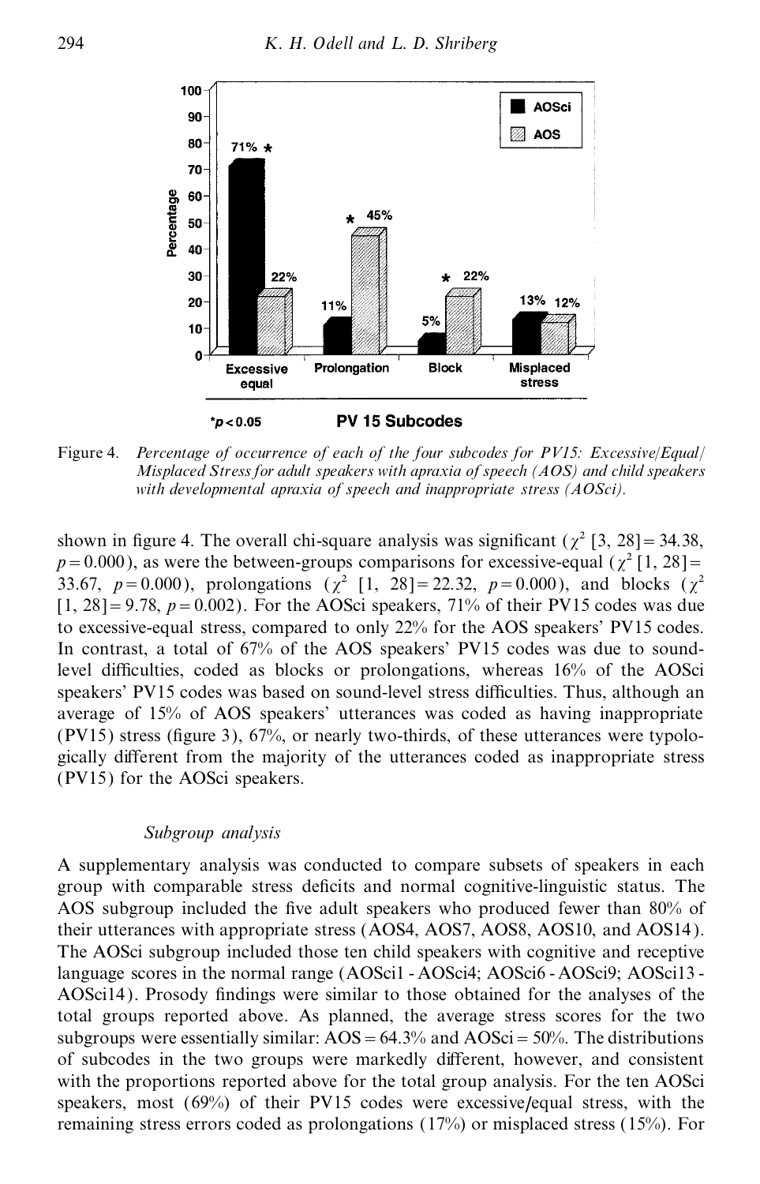Figure 4. *Percentage of occurrence of each of the four subcodes for PV15: Excessive/Equal/ Misplaced Stress for adult speakers with apraxia of speech (AOS) and child speakers with developmental apraxia of speech and inappropriate stress (AOSci).*

shown in figure 4. The overall chi-square analysis was significant ($\chi^2$ [3, 28] = 34.38, $p = 0.000$), as were the between-groups comparisons for excessive-equal ($\chi^2$ [1, 28] = 33.67, $p = 0.000$), prolongations ($\chi^2$ [1, 28] = 22.32, $p = 0.000$), and blocks ($\chi^2$ [1, 28] = 9.78, $p = 0.002$). For the AOSci speakers, 71% of their PV15 codes was due to excessive-equal stress, compared to only 22% for the AOS speakers' PV15 codes. In contrast, a total of 67% of the AOS speakers' PV15 codes was due to sound-level difficulties, coded as blocks or prolongations, whereas 16% of the AOSci speakers' PV15 codes was based on sound-level stress difficulties. Thus, although an average of 15% of AOS speakers' utterances was coded as having inappropriate (PV15) stress (figure 3), 67%, or nearly two-thirds, of these utterances were typologically different from the majority of the utterances coded as inappropriate stress (PV15) for the AOSci speakers.

### *Subgroup analysis*

A supplementary analysis was conducted to compare subsets of speakers in each group with comparable stress deficits and normal cognitive-linguistic status. The AOS subgroup included the five adult speakers who produced fewer than 80% of their utterances with appropriate stress (AOS4, AOS7, AOS8, AOS10, and AOS14). The AOSci subgroup included those ten child speakers with cognitive and receptive language scores in the normal range (AOSci1 - AOSci4; AOSci6 - AOSci9; AOSci13 - AOSci14). Prosody findings were similar to those obtained for the analyses of the total groups reported above. As planned, the average stress scores for the two subgroups were essentially similar: AOS = 64.3% and AOSci = 50%. The distributions of subcodes in the two groups were markedly different, however, and consistent with the proportions reported above for the total group analysis. For the ten AOSci speakers, most (69%) of their PV15 codes were excessive/equal stress, with the remaining stress errors coded as prolongations (17%) or misplaced stress (15%). For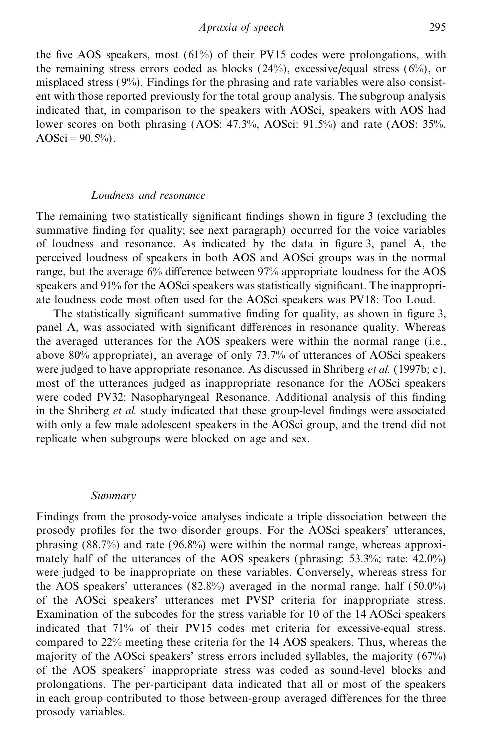the five AOS speakers, most (61%) of their PV15 codes were prolongations, with the remaining stress errors coded as blocks (24%), excessive/equal stress (6%), or misplaced stress (9%). Findings for the phrasing and rate variables were also consistent with those reported previously for the total group analysis. The subgroup analysis indicated that, in comparison to the speakers with AOSci, speakers with AOS had lower scores on both phrasing (AOS: 47.3%, AOSci: 91.5%) and rate (AOS: 35%, AOSci = 90.5%).

### *Loudness and resonance*

The remaining two statistically significant findings shown in figure 3 (excluding the summative finding for quality; see next paragraph) occurred for the voice variables of loudness and resonance. As indicated by the data in figure 3, panel A, the perceived loudness of speakers in both AOS and AOSci groups was in the normal range, but the average 6% difference between 97% appropriate loudness for the AOS speakers and 91% for the AOSci speakers was statistically significant. The inappropriate loudness code most often used for the AOSci speakers was PV18: Too Loud.

The statistically significant summative finding for quality, as shown in figure 3, panel A, was associated with significant differences in resonance quality. Whereas the averaged utterances for the AOS speakers were within the normal range (i.e., above 80% appropriate), an average of only 73.7% of utterances of AOSci speakers were judged to have appropriate resonance. As discussed in Shriberg *et al.* (1997b; c), most of the utterances judged as inappropriate resonance for the AOSci speakers were coded PV32: Nasopharyngeal Resonance. Additional analysis of this finding in the Shriberg *et al.* study indicated that these group-level findings were associated with only a few male adolescent speakers in the AOSci group, and the trend did not replicate when subgroups were blocked on age and sex.

### *Summary*

Findings from the prosody-voice analyses indicate a triple dissociation between the prosody profiles for the two disorder groups. For the AOSci speakers' utterances, phrasing (88.7%) and rate (96.8%) were within the normal range, whereas approximately half of the utterances of the AOS speakers (phrasing: 53.3%; rate: 42.0%) were judged to be inappropriate on these variables. Conversely, whereas stress for the AOS speakers' utterances (82.8%) averaged in the normal range, half (50.0%) of the AOSci speakers' utterances met PVSP criteria for inappropriate stress. Examination of the subcodes for the stress variable for 10 of the 14 AOSci speakers indicated that 71% of their PV15 codes met criteria for excessive-equal stress, compared to 22% meeting these criteria for the 14 AOS speakers. Thus, whereas the majority of the AOSci speakers' stress errors included syllables, the majority (67%) of the AOS speakers' inappropriate stress was coded as sound-level blocks and prolongations. The per-participant data indicated that all or most of the speakers in each group contributed to those between-group averaged differences for the three prosody variables.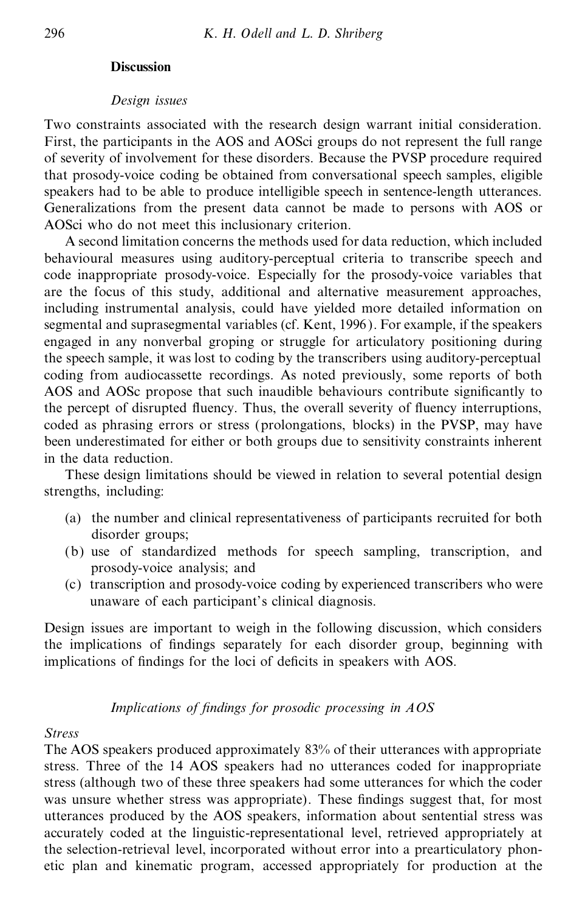## Discussion

### *Design issues*

Two constraints associated with the research design warrant initial consideration. First, the participants in the AOS and AOSci groups do not represent the full range of severity of involvement for these disorders. Because the PVSP procedure required that prosody-voice coding be obtained from conversational speech samples, eligible speakers had to be able to produce intelligible speech in sentence-length utterances. Generalizations from the present data cannot be made to persons with AOS or AOSci who do not meet this inclusionary criterion.

A second limitation concerns the methods used for data reduction, which included behavioural measures using auditory-perceptual criteria to transcribe speech and code inappropriate prosody-voice. Especially for the prosody-voice variables that are the focus of this study, additional and alternative measurement approaches, including instrumental analysis, could have yielded more detailed information on segmental and suprasegmental variables (cf. Kent, 1996). For example, if the speakers engaged in any nonverbal groping or struggle for articulatory positioning during the speech sample, it was lost to coding by the transcribers using auditory-perceptual coding from audiocassette recordings. As noted previously, some reports of both AOS and AOSc propose that such inaudible behaviours contribute significantly to the percept of disrupted fluency. Thus, the overall severity of fluency interruptions, coded as phrasing errors or stress (prolongations, blocks) in the PVSP, may have been underestimated for either or both groups due to sensitivity constraints inherent in the data reduction.

These design limitations should be viewed in relation to several potential design strengths, including:

(a) the number and clinical representativeness of participants recruited for both disorder groups;
(b) use of standardized methods for speech sampling, transcription, and prosody-voice analysis; and
(c) transcription and prosody-voice coding by experienced transcribers who were unaware of each participant's clinical diagnosis.

Design issues are important to weigh in the following discussion, which considers the implications of findings separately for each disorder group, beginning with implications of findings for the loci of deficits in speakers with AOS.

### *Implications of findings for prosodic processing in AOS*

*Stress*

The AOS speakers produced approximately 83% of their utterances with appropriate stress. Three of the 14 AOS speakers had no utterances coded for inappropriate stress (although two of these three speakers had some utterances for which the coder was unsure whether stress was appropriate). These findings suggest that, for most utterances produced by the AOS speakers, information about sentential stress was accurately coded at the linguistic-representational level, retrieved appropriately at the selection-retrieval level, incorporated without error into a prearticulatory phonetic plan and kinematic program, accessed appropriately for production at the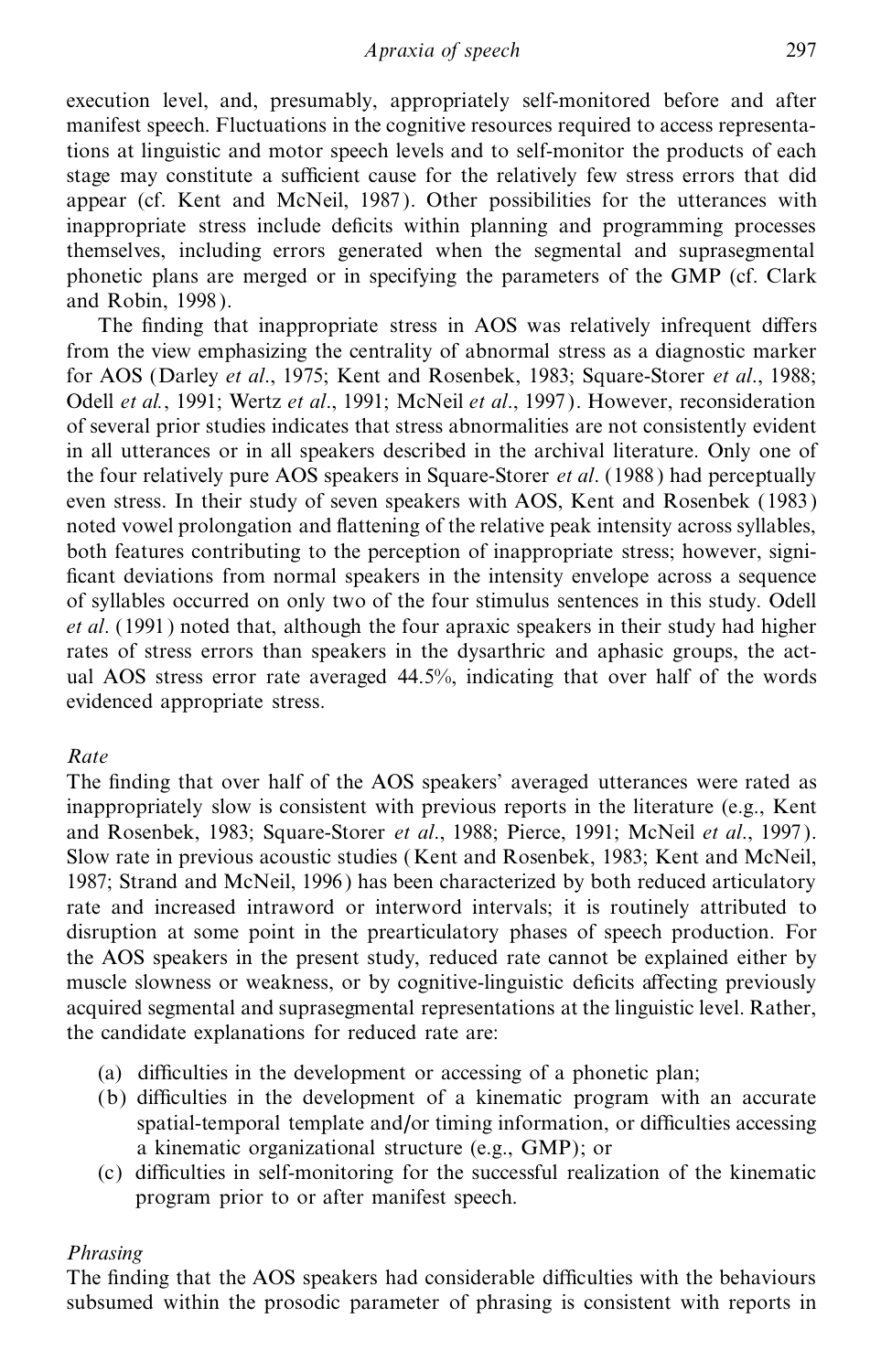execution level, and, presumably, appropriately self-monitored before and after manifest speech. Fluctuations in the cognitive resources required to access representations at linguistic and motor speech levels and to self-monitor the products of each stage may constitute a sufficient cause for the relatively few stress errors that did appear (cf. Kent and McNeil, 1987). Other possibilities for the utterances with inappropriate stress include deficits within planning and programming processes themselves, including errors generated when the segmental and suprasegmental phonetic plans are merged or in specifying the parameters of the GMP (cf. Clark and Robin, 1998).

The finding that inappropriate stress in AOS was relatively infrequent differs from the view emphasizing the centrality of abnormal stress as a diagnostic marker for AOS (Darley *et al*., 1975; Kent and Rosenbek, 1983; Square-Storer *et al*., 1988; Odell *et al.*, 1991; Wertz *et al*., 1991; McNeil *et al*., 1997). However, reconsideration of several prior studies indicates that stress abnormalities are not consistently evident in all utterances or in all speakers described in the archival literature. Only one of the four relatively pure AOS speakers in Square-Storer *et al*. (1988) had perceptually even stress. In their study of seven speakers with AOS, Kent and Rosenbek (1983) noted vowel prolongation and flattening of the relative peak intensity across syllables, both features contributing to the perception of inappropriate stress; however, significant deviations from normal speakers in the intensity envelope across a sequence of syllables occurred on only two of the four stimulus sentences in this study. Odell *et al*. (1991) noted that, although the four apraxic speakers in their study had higher rates of stress errors than speakers in the dysarthric and aphasic groups, the actual AOS stress error rate averaged 44.5%, indicating that over half of the words evidenced appropriate stress.

*Rate*

The finding that over half of the AOS speakers' averaged utterances were rated as inappropriately slow is consistent with previous reports in the literature (e.g., Kent and Rosenbek, 1983; Square-Storer *et al*., 1988; Pierce, 1991; McNeil *et al*., 1997). Slow rate in previous acoustic studies (Kent and Rosenbek, 1983; Kent and McNeil, 1987; Strand and McNeil, 1996) has been characterized by both reduced articulatory rate and increased intraword or interword intervals; it is routinely attributed to disruption at some point in the prearticulatory phases of speech production. For the AOS speakers in the present study, reduced rate cannot be explained either by muscle slowness or weakness, or by cognitive-linguistic deficits affecting previously acquired segmental and suprasegmental representations at the linguistic level. Rather, the candidate explanations for reduced rate are:

(a) difficulties in the development or accessing of a phonetic plan;
(b) difficulties in the development of a kinematic program with an accurate spatial-temporal template and/or timing information, or difficulties accessing a kinematic organizational structure (e.g., GMP); or
(c) difficulties in self-monitoring for the successful realization of the kinematic program prior to or after manifest speech.

*Phrasing*

The finding that the AOS speakers had considerable difficulties with the behaviours subsumed within the prosodic parameter of phrasing is consistent with reports in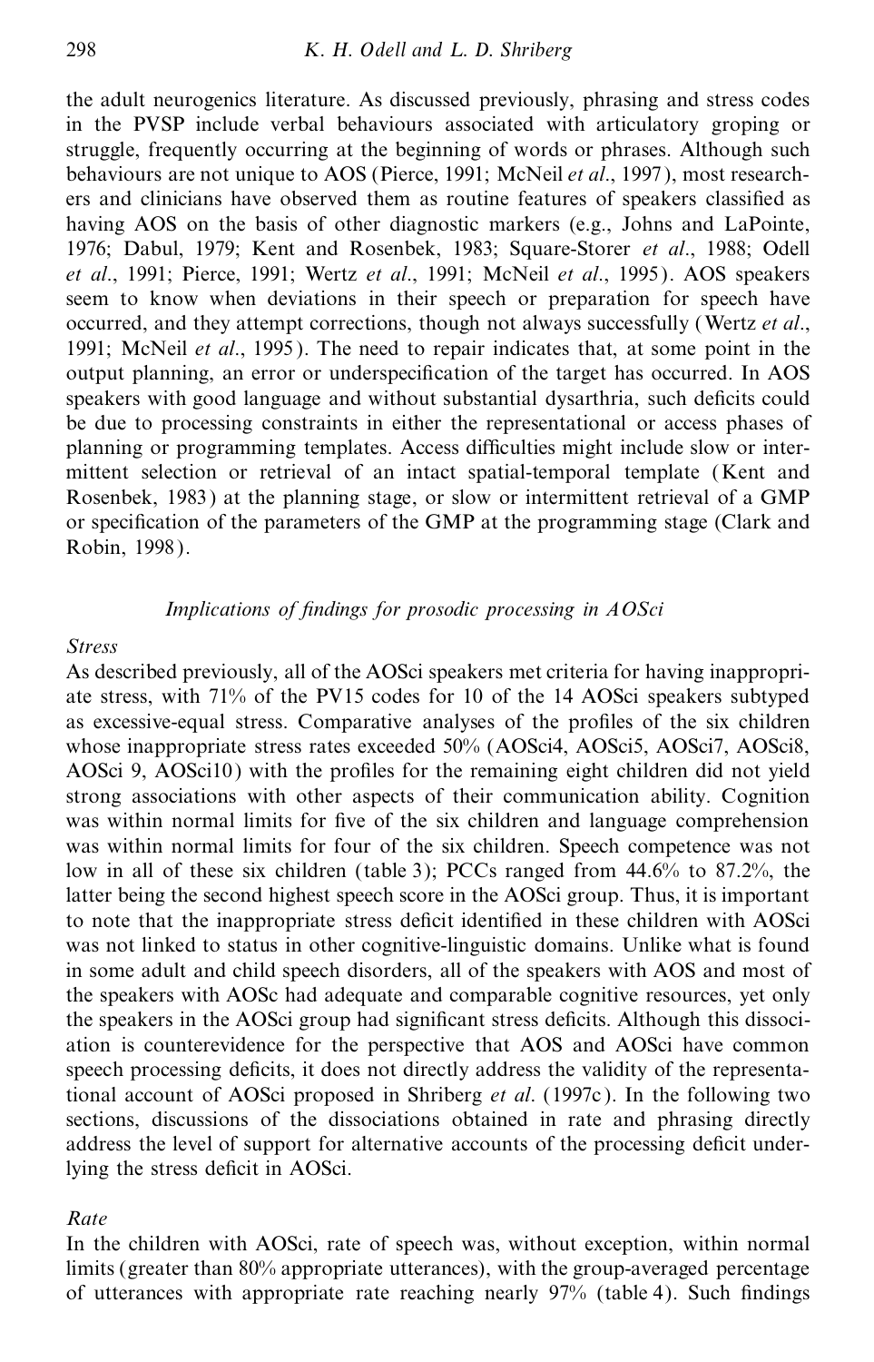the adult neurogenics literature. As discussed previously, phrasing and stress codes in the PVSP include verbal behaviours associated with articulatory groping or struggle, frequently occurring at the beginning of words or phrases. Although such behaviours are not unique to AOS (Pierce, 1991; McNeil *et al*., 1997), most researchers and clinicians have observed them as routine features of speakers classified as having AOS on the basis of other diagnostic markers (e.g., Johns and LaPointe, 1976; Dabul, 1979; Kent and Rosenbek, 1983; Square-Storer *et al*., 1988; Odell *et al*., 1991; Pierce, 1991; Wertz *et al*., 1991; McNeil *et al*., 1995). AOS speakers seem to know when deviations in their speech or preparation for speech have occurred, and they attempt corrections, though not always successfully (Wertz *et al*., 1991; McNeil *et al*., 1995). The need to repair indicates that, at some point in the output planning, an error or underspecification of the target has occurred. In AOS speakers with good language and without substantial dysarthria, such deficits could be due to processing constraints in either the representational or access phases of planning or programming templates. Access difficulties might include slow or intermittent selection or retrieval of an intact spatial-temporal template (Kent and Rosenbek, 1983) at the planning stage, or slow or intermittent retrieval of a GMP or specification of the parameters of the GMP at the programming stage (Clark and Robin, 1998).

### *Implications of findings for prosodic processing in AOSci*

*Stress*

As described previously, all of the AOSci speakers met criteria for having inappropriate stress, with 71% of the PV15 codes for 10 of the 14 AOSci speakers subtyped as excessive-equal stress. Comparative analyses of the profiles of the six children whose inappropriate stress rates exceeded 50% (AOSci4, AOSci5, AOSci7, AOSci8, AOSci 9, AOSci10) with the profiles for the remaining eight children did not yield strong associations with other aspects of their communication ability. Cognition was within normal limits for five of the six children and language comprehension was within normal limits for four of the six children. Speech competence was not low in all of these six children (table 3); PCCs ranged from 44.6% to 87.2%, the latter being the second highest speech score in the AOSci group. Thus, it is important to note that the inappropriate stress deficit identified in these children with AOSci was not linked to status in other cognitive-linguistic domains. Unlike what is found in some adult and child speech disorders, all of the speakers with AOS and most of the speakers with AOSc had adequate and comparable cognitive resources, yet only the speakers in the AOSci group had significant stress deficits. Although this dissociation is counterevidence for the perspective that AOS and AOSci have common speech processing deficits, it does not directly address the validity of the representational account of AOSci proposed in Shriberg *et al*. (1997c). In the following two sections, discussions of the dissociations obtained in rate and phrasing directly address the level of support for alternative accounts of the processing deficit underlying the stress deficit in AOSci.

*Rate*

In the children with AOSci, rate of speech was, without exception, within normal limits (greater than 80% appropriate utterances), with the group-averaged percentage of utterances with appropriate rate reaching nearly 97% (table 4). Such findings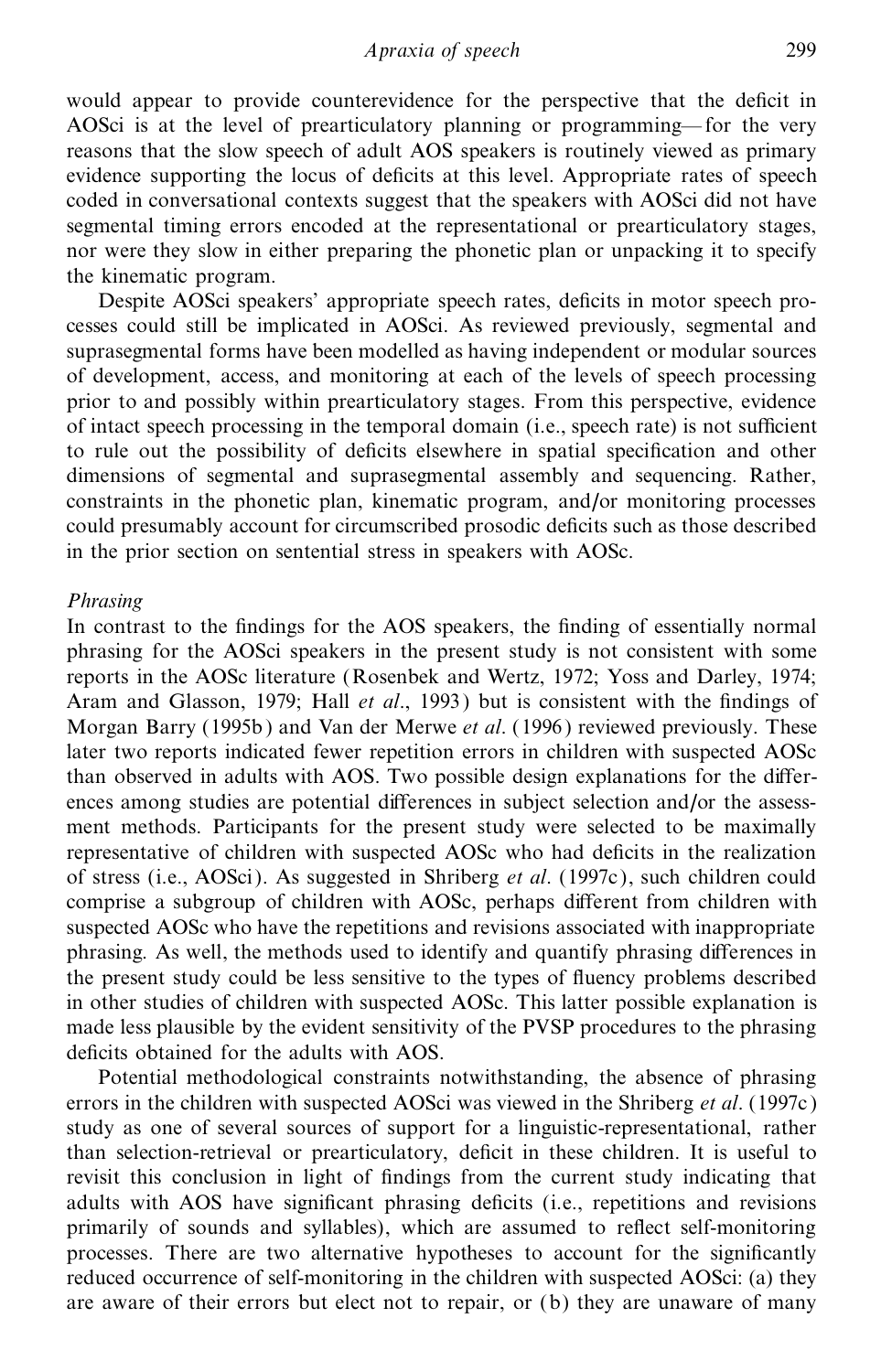would appear to provide counterevidence for the perspective that the deficit in AOSci is at the level of prearticulatory planning or programming—for the very reasons that the slow speech of adult AOS speakers is routinely viewed as primary evidence supporting the locus of deficits at this level. Appropriate rates of speech coded in conversational contexts suggest that the speakers with AOSci did not have segmental timing errors encoded at the representational or prearticulatory stages, nor were they slow in either preparing the phonetic plan or unpacking it to specify the kinematic program.

Despite AOSci speakers' appropriate speech rates, deficits in motor speech processes could still be implicated in AOSci. As reviewed previously, segmental and suprasegmental forms have been modelled as having independent or modular sources of development, access, and monitoring at each of the levels of speech processing prior to and possibly within prearticulatory stages. From this perspective, evidence of intact speech processing in the temporal domain (i.e., speech rate) is not sufficient to rule out the possibility of deficits elsewhere in spatial specification and other dimensions of segmental and suprasegmental assembly and sequencing. Rather, constraints in the phonetic plan, kinematic program, and/or monitoring processes could presumably account for circumscribed prosodic deficits such as those described in the prior section on sentential stress in speakers with AOSc.

*Phrasing*

In contrast to the findings for the AOS speakers, the finding of essentially normal phrasing for the AOSci speakers in the present study is not consistent with some reports in the AOSc literature (Rosenbek and Wertz, 1972; Yoss and Darley, 1974; Aram and Glasson, 1979; Hall *et al*., 1993) but is consistent with the findings of Morgan Barry (1995b) and Van der Merwe *et al*. (1996) reviewed previously. These later two reports indicated fewer repetition errors in children with suspected AOSc than observed in adults with AOS. Two possible design explanations for the differences among studies are potential differences in subject selection and/or the assessment methods. Participants for the present study were selected to be maximally representative of children with suspected AOSc who had deficits in the realization of stress (i.e., AOSci). As suggested in Shriberg *et al*. (1997c), such children could comprise a subgroup of children with AOSc, perhaps different from children with suspected AOSc who have the repetitions and revisions associated with inappropriate phrasing. As well, the methods used to identify and quantify phrasing differences in the present study could be less sensitive to the types of fluency problems described in other studies of children with suspected AOSc. This latter possible explanation is made less plausible by the evident sensitivity of the PVSP procedures to the phrasing deficits obtained for the adults with AOS.

Potential methodological constraints notwithstanding, the absence of phrasing errors in the children with suspected AOSci was viewed in the Shriberg *et al*. (1997c) study as one of several sources of support for a linguistic-representational, rather than selection-retrieval or prearticulatory, deficit in these children. It is useful to revisit this conclusion in light of findings from the current study indicating that adults with AOS have significant phrasing deficits (i.e., repetitions and revisions primarily of sounds and syllables), which are assumed to reflect self-monitoring processes. There are two alternative hypotheses to account for the significantly reduced occurrence of self-monitoring in the children with suspected AOSci: (a) they are aware of their errors but elect not to repair, or (b) they are unaware of many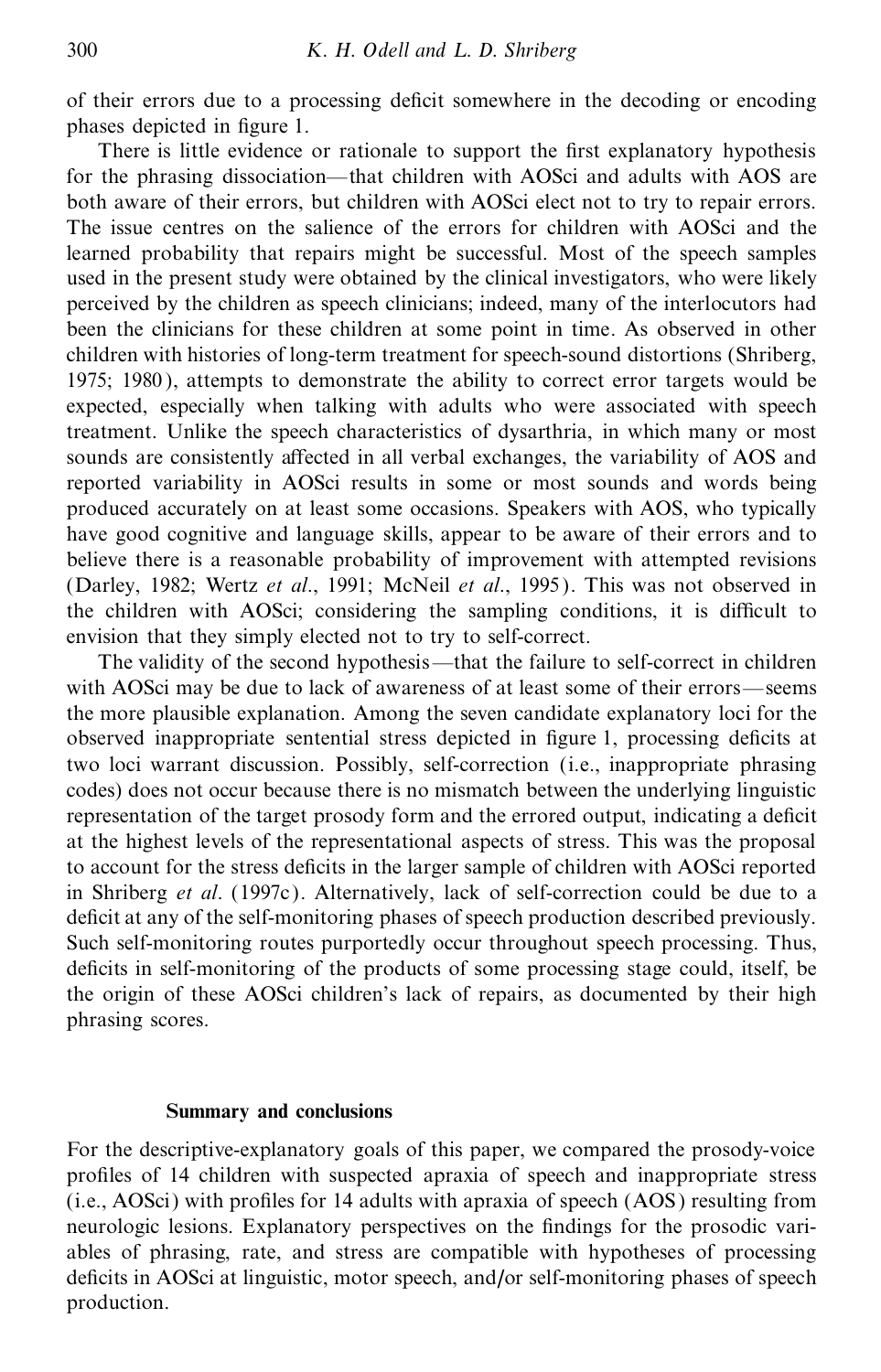of their errors due to a processing deficit somewhere in the decoding or encoding phases depicted in figure 1.

There is little evidence or rationale to support the first explanatory hypothesis for the phrasing dissociation—that children with AOSci and adults with AOS are both aware of their errors, but children with AOSci elect not to try to repair errors. The issue centres on the salience of the errors for children with AOSci and the learned probability that repairs might be successful. Most of the speech samples used in the present study were obtained by the clinical investigators, who were likely perceived by the children as speech clinicians; indeed, many of the interlocutors had been the clinicians for these children at some point in time. As observed in other children with histories of long-term treatment for speech-sound distortions (Shriberg, 1975; 1980), attempts to demonstrate the ability to correct error targets would be expected, especially when talking with adults who were associated with speech treatment. Unlike the speech characteristics of dysarthria, in which many or most sounds are consistently affected in all verbal exchanges, the variability of AOS and reported variability in AOSci results in some or most sounds and words being produced accurately on at least some occasions. Speakers with AOS, who typically have good cognitive and language skills, appear to be aware of their errors and to believe there is a reasonable probability of improvement with attempted revisions (Darley, 1982; Wertz *et al*., 1991; McNeil *et al*., 1995). This was not observed in the children with AOSci; considering the sampling conditions, it is difficult to envision that they simply elected not to try to self-correct.

The validity of the second hypothesis—that the failure to self-correct in children with AOSci may be due to lack of awareness of at least some of their errors—seems the more plausible explanation. Among the seven candidate explanatory loci for the observed inappropriate sentential stress depicted in figure 1, processing deficits at two loci warrant discussion. Possibly, self-correction (i.e., inappropriate phrasing codes) does not occur because there is no mismatch between the underlying linguistic representation of the target prosody form and the errored output, indicating a deficit at the highest levels of the representational aspects of stress. This was the proposal to account for the stress deficits in the larger sample of children with AOSci reported in Shriberg *et al*. (1997c). Alternatively, lack of self-correction could be due to a deficit at any of the self-monitoring phases of speech production described previously. Such self-monitoring routes purportedly occur throughout speech processing. Thus, deficits in self-monitoring of the products of some processing stage could, itself, be the origin of these AOSci children's lack of repairs, as documented by their high phrasing scores.

## Summary and conclusions

For the descriptive-explanatory goals of this paper, we compared the prosody-voice profiles of 14 children with suspected apraxia of speech and inappropriate stress (i.e., AOSci) with profiles for 14 adults with apraxia of speech (AOS) resulting from neurologic lesions. Explanatory perspectives on the findings for the prosodic variables of phrasing, rate, and stress are compatible with hypotheses of processing deficits in AOSci at linguistic, motor speech, and/or self-monitoring phases of speech production.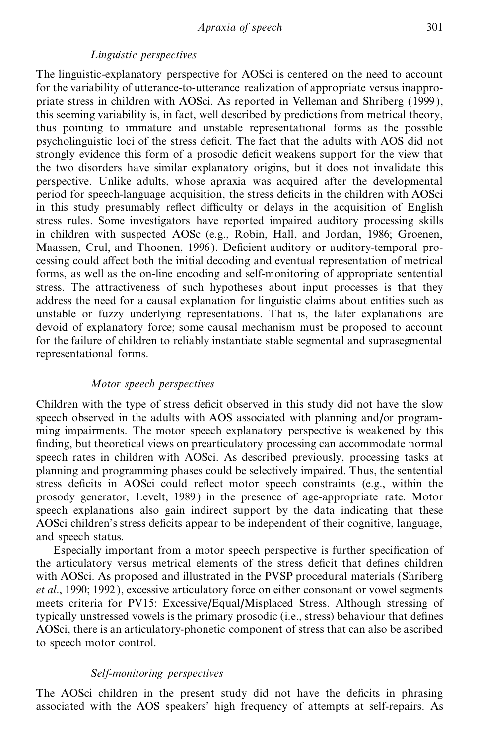### *Linguistic perspectives*

The linguistic-explanatory perspective for AOSci is centered on the need to account for the variability of utterance-to-utterance realization of appropriate versus inappropriate stress in children with AOSci. As reported in Velleman and Shriberg (1999), this seeming variability is, in fact, well described by predictions from metrical theory, thus pointing to immature and unstable representational forms as the possible psycholinguistic loci of the stress deficit. The fact that the adults with AOS did not strongly evidence this form of a prosodic deficit weakens support for the view that the two disorders have similar explanatory origins, but it does not invalidate this perspective. Unlike adults, whose apraxia was acquired after the developmental period for speech-language acquisition, the stress deficits in the children with AOSci in this study presumably reflect difficulty or delays in the acquisition of English stress rules. Some investigators have reported impaired auditory processing skills in children with suspected AOSc (e.g., Robin, Hall, and Jordan, 1986; Groenen, Maassen, Crul, and Thoonen, 1996). Deficient auditory or auditory-temporal processing could affect both the initial decoding and eventual representation of metrical forms, as well as the on-line encoding and self-monitoring of appropriate sentential stress. The attractiveness of such hypotheses about input processes is that they address the need for a causal explanation for linguistic claims about entities such as unstable or fuzzy underlying representations. That is, the later explanations are devoid of explanatory force; some causal mechanism must be proposed to account for the failure of children to reliably instantiate stable segmental and suprasegmental representational forms.

### *Motor speech perspectives*

Children with the type of stress deficit observed in this study did not have the slow speech observed in the adults with AOS associated with planning and/or programming impairments. The motor speech explanatory perspective is weakened by this finding, but theoretical views on prearticulatory processing can accommodate normal speech rates in children with AOSci. As described previously, processing tasks at planning and programming phases could be selectively impaired. Thus, the sentential stress deficits in AOSci could reflect motor speech constraints (e.g., within the prosody generator, Levelt, 1989) in the presence of age-appropriate rate. Motor speech explanations also gain indirect support by the data indicating that these AOSci children's stress deficits appear to be independent of their cognitive, language, and speech status.

Especially important from a motor speech perspective is further specification of the articulatory versus metrical elements of the stress deficit that defines children with AOSci. As proposed and illustrated in the PVSP procedural materials (Shriberg *et al*., 1990; 1992), excessive articulatory force on either consonant or vowel segments meets criteria for PV15: Excessive/Equal/Misplaced Stress. Although stressing of typically unstressed vowels is the primary prosodic (i.e., stress) behaviour that defines AOSci, there is an articulatory-phonetic component of stress that can also be ascribed to speech motor control.

### *Self-monitoring perspectives*

The AOSci children in the present study did not have the deficits in phrasing associated with the AOS speakers' high frequency of attempts at self-repairs. As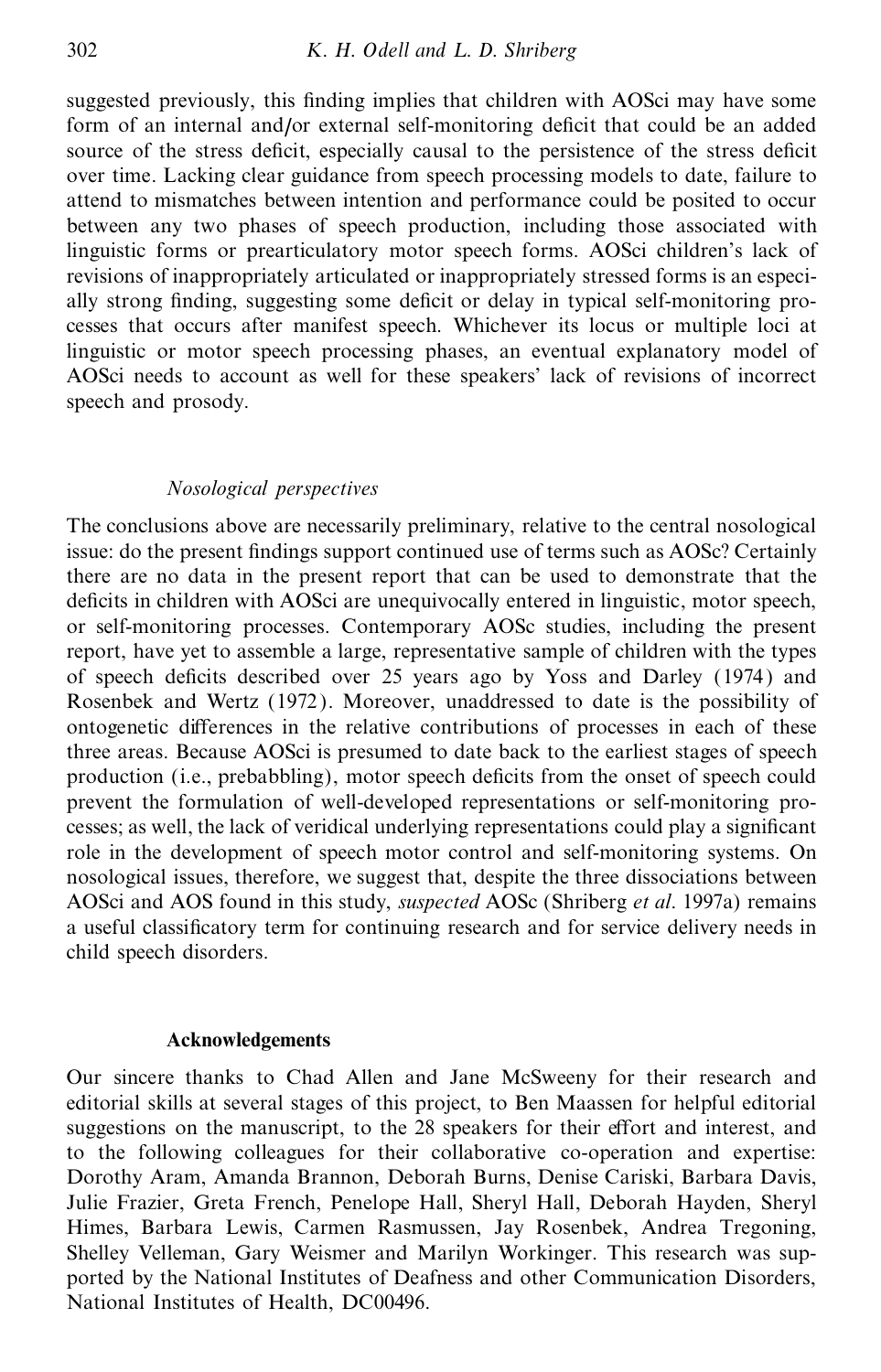suggested previously, this finding implies that children with AOSci may have some form of an internal and/or external self-monitoring deficit that could be an added source of the stress deficit, especially causal to the persistence of the stress deficit over time. Lacking clear guidance from speech processing models to date, failure to attend to mismatches between intention and performance could be posited to occur between any two phases of speech production, including those associated with linguistic forms or prearticulatory motor speech forms. AOSci children's lack of revisions of inappropriately articulated or inappropriately stressed forms is an especially strong finding, suggesting some deficit or delay in typical self-monitoring processes that occurs after manifest speech. Whichever its locus or multiple loci at linguistic or motor speech processing phases, an eventual explanatory model of AOSci needs to account as well for these speakers' lack of revisions of incorrect speech and prosody.

### *Nosological perspectives*

The conclusions above are necessarily preliminary, relative to the central nosological issue: do the present findings support continued use of terms such as AOSc? Certainly there are no data in the present report that can be used to demonstrate that the deficits in children with AOSci are unequivocally entered in linguistic, motor speech, or self-monitoring processes. Contemporary AOSc studies, including the present report, have yet to assemble a large, representative sample of children with the types of speech deficits described over 25 years ago by Yoss and Darley (1974) and Rosenbek and Wertz (1972). Moreover, unaddressed to date is the possibility of ontogenetic differences in the relative contributions of processes in each of these three areas. Because AOSci is presumed to date back to the earliest stages of speech production (i.e., prebabbling), motor speech deficits from the onset of speech could prevent the formulation of well-developed representations or self-monitoring processes; as well, the lack of veridical underlying representations could play a significant role in the development of speech motor control and self-monitoring systems. On nosological issues, therefore, we suggest that, despite the three dissociations between AOSci and AOS found in this study, *suspected* AOSc (Shriberg *et al*. 1997a) remains a useful classificatory term for continuing research and for service delivery needs in child speech disorders.

## Acknowledgements

Our sincere thanks to Chad Allen and Jane McSweeny for their research and editorial skills at several stages of this project, to Ben Maassen for helpful editorial suggestions on the manuscript, to the 28 speakers for their effort and interest, and to the following colleagues for their collaborative co-operation and expertise: Dorothy Aram, Amanda Brannon, Deborah Burns, Denise Cariski, Barbara Davis, Julie Frazier, Greta French, Penelope Hall, Sheryl Hall, Deborah Hayden, Sheryl Himes, Barbara Lewis, Carmen Rasmussen, Jay Rosenbek, Andrea Tregoning, Shelley Velleman, Gary Weismer and Marilyn Workinger. This research was supported by the National Institutes of Deafness and other Communication Disorders, National Institutes of Health, DC00496.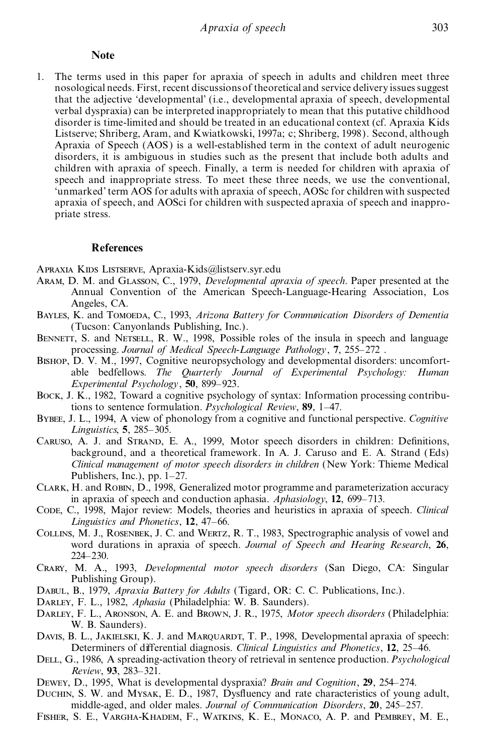### Note

1. The terms used in this paper for apraxia of speech in adults and children meet three nosological needs. First, recent discussions of theoretical and service delivery issues suggest that the adjective 'developmental' (i.e., developmental apraxia of speech, developmental verbal dyspraxia) can be interpreted inappropriately to mean that this putative childhood disorder is time-limited and should be treated in an educational context (cf. Apraxia Kids Listserve; Shriberg, Aram, and Kwiatkowski, 1997a; c; Shriberg, 1998). Second, although Apraxia of Speech (AOS) is a well-established term in the context of adult neurogenic disorders, it is ambiguous in studies such as the present that include both adults and children with apraxia of speech. Finally, a term is needed for children with apraxia of speech and inappropriate stress. To meet these three needs, we use the conventional, 'unmarked' term AOS for adults with apraxia of speech, AOSc for children with suspected apraxia of speech, and AOSci for children with suspected apraxia of speech and inappropriate stress.

### References

Apraxia Kids Listserve, Apraxia-Kids@listserv.syr.edu

Aram, D. M. and Glasson, C., 1979, *Developmental apraxia of speech*. Paper presented at the Annual Convention of the American Speech-Language-Hearing Association, Los Angeles, CA.

Bayles, K. and Tomoeda, C., 1993, *Arizona Battery for Communication Disorders of Dementia* (Tucson: Canyonlands Publishing, Inc.).

Bennett, S. and Netsell, R. W., 1998, Possible roles of the insula in speech and language processing. *Journal of Medical Speech-Language Pathology*, **7**, 255–272 .

Bishop, D. V. M., 1997, Cognitive neuropsychology and developmental disorders: uncomfortable bedfellows. *The Quarterly Journal of Experimental Psychology: Human Experimental Psychology*, **50**, 899–923.

Bock, J. K., 1982, Toward a cognitive psychology of syntax: Information processing contributions to sentence formulation. *Psychological Review*, **89**, 1–47.

Bybee, J. L., 1994, A view of phonology from a cognitive and functional perspective. *Cognitive Linguistics*, **5**, 285–305.

Caruso, A. J. and Strand, E. A., 1999, Motor speech disorders in children: Definitions, background, and a theoretical framework. In A. J. Caruso and E. A. Strand (Eds) *Clinical management of motor speech disorders in children* (New York: Thieme Medical Publishers, Inc.), pp. 1–27.

Clark, H. and Robin, D., 1998, Generalized motor programme and parameterization accuracy in apraxia of speech and conduction aphasia. *Aphasiology*, **12**, 699–713.

Code, C., 1998, Major review: Models, theories and heuristics in apraxia of speech. *Clinical Linguistics and Phonetics*, **12**, 47–66.

Collins, M. J., Rosenbek, J. C. and Wertz, R. T., 1983, Spectrographic analysis of vowel and word durations in apraxia of speech. *Journal of Speech and Hearing Research*, **26**, 224–230.

Crary, M. A., 1993, *Developmental motor speech disorders* (San Diego, CA: Singular Publishing Group).

Dabul, B., 1979, *Apraxia Battery for Adults* (Tigard, OR: C. C. Publications, Inc.).

Darley, F. L., 1982, *Aphasia* (Philadelphia: W. B. Saunders).

Darley, F. L., Aronson, A. E. and Brown, J. R., 1975, *Motor speech disorders* (Philadelphia: W. B. Saunders).

Davis, B. L., Jakielski, K. J. and Marquardt, T. P., 1998, Developmental apraxia of speech: Determiners of differential diagnosis. *Clinical Linguistics and Phonetics*, **12**, 25–46.

Dell, G., 1986, A spreading-activation theory of retrieval in sentence production. *Psychological Review*, **93**, 283–321.

Dewey, D., 1995, What is developmental dyspraxia? *Brain and Cognition*, **29**, 254–274.

Duchin, S. W. and Mysak, E. D., 1987, Dysfluency and rate characteristics of young adult, middle-aged, and older males. *Journal of Communication Disorders*, **20**, 245–257.

Fisher, S. E., Vargha-Khadem, F., Watkins, K. E., Monaco, A. P. and Pembrey, M. E.,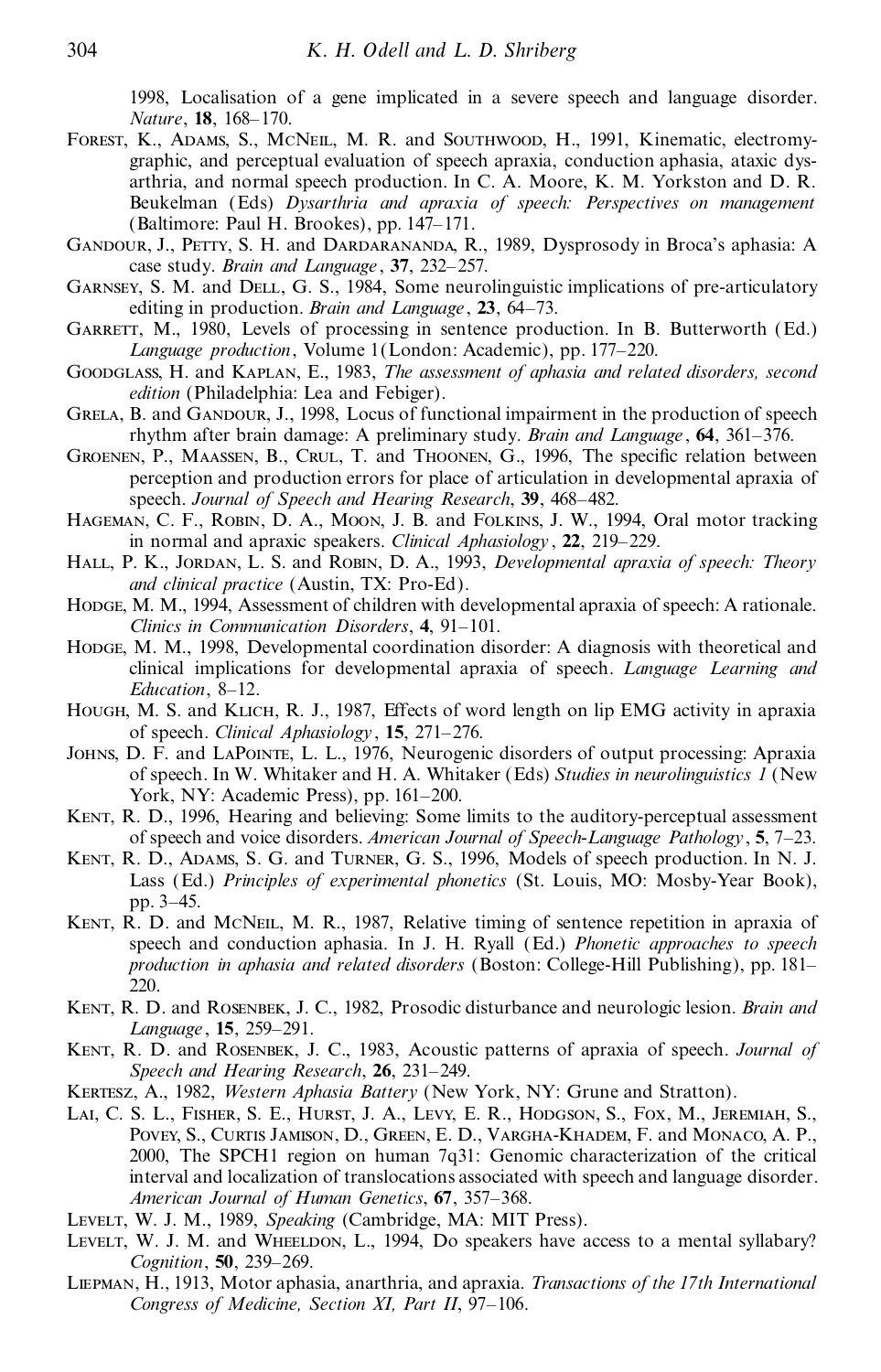1998, Localisation of a gene implicated in a severe speech and language disorder. *Nature*, **18**, 168–170.

Forest, K., Adams, S., McNeil, M. R. and Southwood, H., 1991, Kinematic, electromyographic, and perceptual evaluation of speech apraxia, conduction aphasia, ataxic dysarthria, and normal speech production. In C. A. Moore, K. M. Yorkston and D. R. Beukelman (Eds) *Dysarthria and apraxia of speech: Perspectives on management* (Baltimore: Paul H. Brookes), pp. 147–171.

Gandour, J., Petty, S. H. and Dardarananda, R., 1989, Dysprosody in Broca's aphasia: A case study. *Brain and Language*, **37**, 232–257.

Garnsey, S. M. and Dell, G. S., 1984, Some neurolinguistic implications of pre-articulatory editing in production. *Brain and Language*, **23**, 64–73.

Garrett, M., 1980, Levels of processing in sentence production. In B. Butterworth (Ed.) *Language production*, Volume 1(London: Academic), pp. 177–220.

Goodglass, H. and Kaplan, E., 1983, *The assessment of aphasia and related disorders, second edition* (Philadelphia: Lea and Febiger).

Grela, B. and Gandour, J., 1998, Locus of functional impairment in the production of speech rhythm after brain damage: A preliminary study. *Brain and Language*, **64**, 361–376.

Groenen, P., Maassen, B., Crul, T. and Thoonen, G., 1996, The specific relation between perception and production errors for place of articulation in developmental apraxia of speech. *Journal of Speech and Hearing Research*, **39**, 468–482.

Hageman, C. F., Robin, D. A., Moon, J. B. and Folkins, J. W., 1994, Oral motor tracking in normal and apraxic speakers. *Clinical Aphasiology*, **22**, 219–229.

Hall, P. K., Jordan, L. S. and Robin, D. A., 1993, *Developmental apraxia of speech: Theory and clinical practice* (Austin, TX: Pro-Ed).

Hodge, M. M., 1994, Assessment of children with developmental apraxia of speech: A rationale. *Clinics in Communication Disorders*, **4**, 91–101.

Hodge, M. M., 1998, Developmental coordination disorder: A diagnosis with theoretical and clinical implications for developmental apraxia of speech. *Language Learning and Education*, 8–12.

Hough, M. S. and Klich, R. J., 1987, Effects of word length on lip EMG activity in apraxia of speech. *Clinical Aphasiology*, **15**, 271–276.

Johns, D. F. and LaPointe, L. L., 1976, Neurogenic disorders of output processing: Apraxia of speech. In W. Whitaker and H. A. Whitaker (Eds) *Studies in neurolinguistics 1* (New York, NY: Academic Press), pp. 161–200.

Kent, R. D., 1996, Hearing and believing: Some limits to the auditory-perceptual assessment of speech and voice disorders. *American Journal of Speech-Language Pathology*, **5**, 7–23.

Kent, R. D., Adams, S. G. and Turner, G. S., 1996, Models of speech production. In N. J. Lass (Ed.) *Principles of experimental phonetics* (St. Louis, MO: Mosby-Year Book), pp. 3–45.

Kent, R. D. and McNeil, M. R., 1987, Relative timing of sentence repetition in apraxia of speech and conduction aphasia. In J. H. Ryall (Ed.) *Phonetic approaches to speech production in aphasia and related disorders* (Boston: College-Hill Publishing), pp. 181–220.

Kent, R. D. and Rosenbek, J. C., 1982, Prosodic disturbance and neurologic lesion. *Brain and Language*, **15**, 259–291.

Kent, R. D. and Rosenbek, J. C., 1983, Acoustic patterns of apraxia of speech. *Journal of Speech and Hearing Research*, **26**, 231–249.

Kertesz, A., 1982, *Western Aphasia Battery* (New York, NY: Grune and Stratton).

Lai, C. S. L., Fisher, S. E., Hurst, J. A., Levy, E. R., Hodgson, S., Fox, M., Jeremiah, S., Povey, S., Curtis Jamison, D., Green, E. D., Vargha-Khadem, F. and Monaco, A. P., 2000, The SPCH1 region on human 7q31: Genomic characterization of the critical interval and localization of translocations associated with speech and language disorder. *American Journal of Human Genetics*, **67**, 357–368.

Levelt, W. J. M., 1989, *Speaking* (Cambridge, MA: MIT Press).

Levelt, W. J. M. and Wheeldon, L., 1994, Do speakers have access to a mental syllabary? *Cognition*, **50**, 239–269.

Liepman, H., 1913, Motor aphasia, anarthria, and apraxia. *Transactions of the 17th International Congress of Medicine, Section XI, Part II*, 97–106.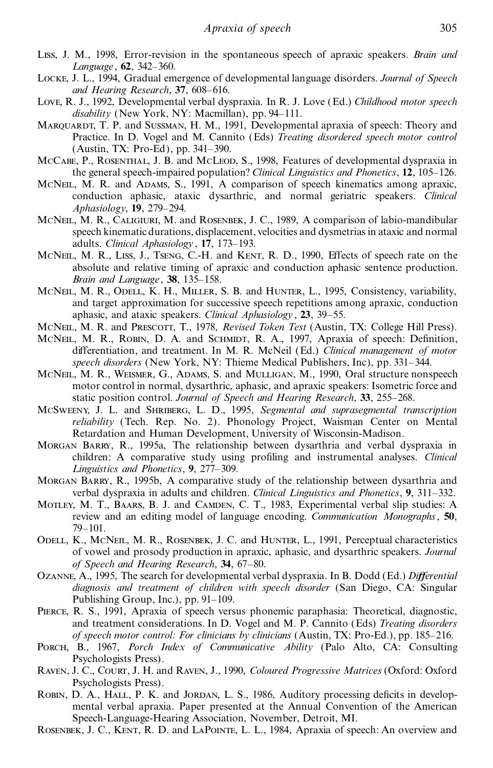Liss, J. M., 1998, Error-revision in the spontaneous speech of apraxic speakers. *Brain and Language*, **62**, 342–360.

Locke, J. L., 1994, Gradual emergence of developmental language disorders. *Journal of Speech and Hearing Research*, **37**, 608–616.

Love, R. J., 1992, Developmental verbal dyspraxia. In R. J. Love (Ed.) *Childhood motor speech disability* (New York, NY: Macmillan), pp. 94–111.

Marquardt, T. P. and Sussman, H. M., 1991, Developmental apraxia of speech: Theory and Practice. In D. Vogel and M. Cannito (Eds) *Treating disordered speech motor control* (Austin, TX: Pro-Ed), pp. 341–390.

McCabe, P., Rosenthal, J. B. and McLeod, S., 1998, Features of developmental dyspraxia in the general speech-impaired population? *Clinical Linguistics and Phonetics*, **12**, 105–126.

McNeil, M. R. and Adams, S., 1991, A comparison of speech kinematics among apraxic, conduction aphasic, ataxic dysarthric, and normal geriatric speakers. *Clinical Aphasiology*, **19**, 279–294.

McNeil, M. R., Caligiuri, M. and Rosenbek, J. C., 1989, A comparison of labio-mandibular speech kinematic durations, displacement, velocities and dysmetrias in ataxic and normal adults. *Clinical Aphasiology*, **17**, 173–193.

McNeil, M. R., Liss, J., Tseng, C.-H. and Kent, R. D., 1990, Effects of speech rate on the absolute and relative timing of apraxic and conduction aphasic sentence production. *Brain and Language*, **38**, 135–158.

McNeil, M. R., Odell, K. H., Miller, S. B. and Hunter, L., 1995, Consistency, variability, and target approximation for successive speech repetitions among apraxic, conduction aphasic, and ataxic speakers. *Clinical Aphasiology*, **23**, 39–55.

McNeil, M. R. and Prescott, T., 1978, *Revised Token Test* (Austin, TX: College Hill Press).

McNeil, M. R., Robin, D. A. and Schmidt, R. A., 1997, Apraxia of speech: Definition, differentiation, and treatment. In M. R. McNeil (Ed.) *Clinical management of motor speech disorders* (New York, NY: Thieme Medical Publishers, Inc), pp. 331–344.

McNeil, M. R., Weismer, G., Adams, S. and Mulligan, M., 1990, Oral structure nonspeech motor control in normal, dysarthric, aphasic, and apraxic speakers: Isometric force and static position control. *Journal of Speech and Hearing Research*, **33**, 255–268.

McSweeny, J. L. and Shriberg, L. D., 1995, *Segmental and suprasegmental transcription reliability* (Tech. Rep. No. 2). Phonology Project, Waisman Center on Mental Retardation and Human Development, University of Wisconsin-Madison.

Morgan Barry, R., 1995a, The relationship between dysarthria and verbal dyspraxia in children: A comparative study using profiling and instrumental analyses. *Clinical Linguistics and Phonetics*, **9**, 277–309.

Morgan Barry, R., 1995b, A comparative study of the relationship between dysarthria and verbal dyspraxia in adults and children. *Clinical Linguistics and Phonetics*, **9**, 311–332.

Motley, M. T., Baars, B. J. and Camden, C. T., 1983, Experimental verbal slip studies: A review and an editing model of language encoding. *Communication Monographs*, **50**, 79–101.

Odell, K., McNeil, M. R., Rosenbek, J. C. and Hunter, L., 1991, Perceptual characteristics of vowel and prosody production in apraxic, aphasic, and dysarthric speakers. *Journal of Speech and Hearing Research*, **34**, 67–80.

Ozanne, A., 1995, The search for developmental verbal dyspraxia. In B. Dodd (Ed.) *Differential diagnosis and treatment of children with speech disorder* (San Diego, CA: Singular Publishing Group, Inc.), pp. 91–109.

Pierce, R. S., 1991, Apraxia of speech versus phonemic paraphasia: Theoretical, diagnostic, and treatment considerations. In D. Vogel and M. P. Cannito (Eds) *Treating disorders of speech motor control: For clinicians by clinicians* (Austin, TX: Pro-Ed.), pp. 185–216.

Porch, B., 1967, *Porch Index of Communicative Ability* (Palo Alto, CA: Consulting Psychologists Press).

Raven, J. C., Court, J. H. and Raven, J., 1990, *Coloured Progressive Matrices* (Oxford: Oxford Psychologists Press).

Robin, D. A., Hall, P. K. and Jordan, L. S., 1986, Auditory processing deficits in developmental verbal apraxia. Paper presented at the Annual Convention of the American Speech-Language-Hearing Association, November, Detroit, MI.

Rosenbek, J. C., Kent, R. D. and LaPointe, L. L., 1984, Apraxia of speech: An overview and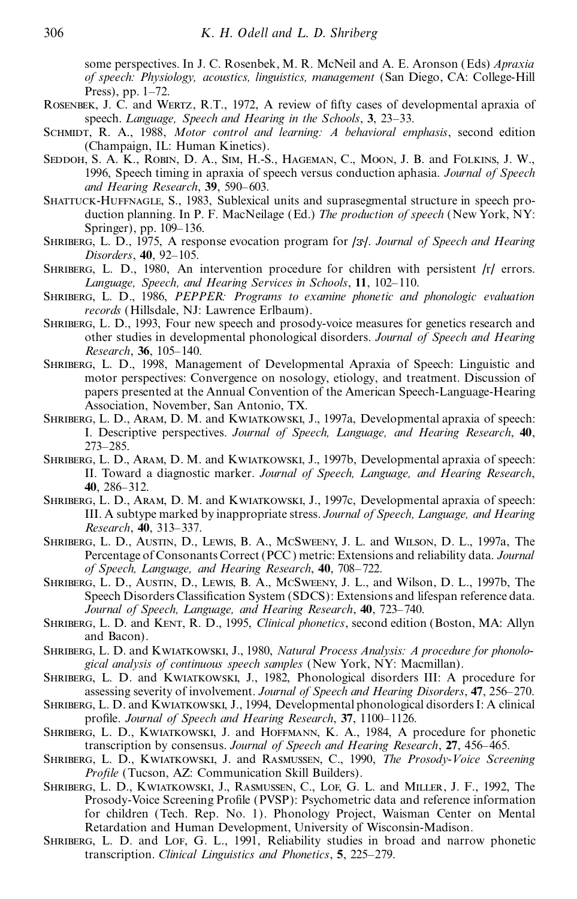some perspectives. In J. C. Rosenbek, M. R. McNeil and A. E. Aronson (Eds) *Apraxia of speech: Physiology, acoustics, linguistics, management* (San Diego, CA: College-Hill Press), pp. 1–72.

Rosenbek, J. C. and Wertz, R.T., 1972, A review of fifty cases of developmental apraxia of speech. *Language, Speech and Hearing in the Schools*, **3**, 23–33.

Schmidt, R. A., 1988, *Motor control and learning: A behavioral emphasis*, second edition (Champaign, IL: Human Kinetics).

Seddoh, S. A. K., Robin, D. A., Sim, H.-S., Hageman, C., Moon, J. B. and Folkins, J. W., 1996, Speech timing in apraxia of speech versus conduction aphasia. *Journal of Speech and Hearing Research*, **39**, 590–603.

Shattuck-Huffnagle, S., 1983, Sublexical units and suprasegmental structure in speech production planning. In P. F. MacNeilage (Ed.) *The production of speech* (New York, NY: Springer), pp. 109–136.

Shriberg, L. D., 1975, A response evocation program for /ɝ/. *Journal of Speech and Hearing Disorders*, **40**, 92–105.

Shriberg, L. D., 1980, An intervention procedure for children with persistent /r/ errors. *Language, Speech, and Hearing Services in Schools*, **11**, 102–110.

Shriberg, L. D., 1986, *PEPPER: Programs to examine phonetic and phonologic evaluation records* (Hillsdale, NJ: Lawrence Erlbaum).

Shriberg, L. D., 1993, Four new speech and prosody-voice measures for genetics research and other studies in developmental phonological disorders. *Journal of Speech and Hearing Research*, **36**, 105–140.

Shriberg, L. D., 1998, Management of Developmental Apraxia of Speech: Linguistic and motor perspectives: Convergence on nosology, etiology, and treatment. Discussion of papers presented at the Annual Convention of the American Speech-Language-Hearing Association, November, San Antonio, TX.

Shriberg, L. D., Aram, D. M. and Kwiatkowski, J., 1997a, Developmental apraxia of speech: I. Descriptive perspectives. *Journal of Speech, Language, and Hearing Research*, **40**, 273–285.

Shriberg, L. D., Aram, D. M. and Kwiatkowski, J., 1997b, Developmental apraxia of speech: II. Toward a diagnostic marker. *Journal of Speech, Language, and Hearing Research*, **40**, 286–312.

Shriberg, L. D., Aram, D. M. and Kwiatkowski, J., 1997c, Developmental apraxia of speech: III. A subtype marked by inappropriate stress. *Journal of Speech, Language, and Hearing Research*, **40**, 313–337.

Shriberg, L. D., Austin, D., Lewis, B. A., McSweeny, J. L. and Wilson, D. L., 1997a, The Percentage of Consonants Correct (PCC) metric: Extensions and reliability data. *Journal of Speech, Language, and Hearing Research*, **40**, 708–722.

Shriberg, L. D., Austin, D., Lewis, B. A., McSweeny, J. L., and Wilson, D. L., 1997b, The Speech Disorders Classification System (SDCS): Extensions and lifespan reference data. *Journal of Speech, Language, and Hearing Research*, **40**, 723–740.

Shriberg, L. D. and Kent, R. D., 1995, *Clinical phonetics*, second edition (Boston, MA: Allyn and Bacon).

Shriberg, L. D. and Kwiatkowski, J., 1980, *Natural Process Analysis: A procedure for phonological analysis of continuous speech samples* (New York, NY: Macmillan).

Shriberg, L. D. and Kwiatkowski, J., 1982, Phonological disorders III: A procedure for assessing severity of involvement. *Journal of Speech and Hearing Disorders*, **47**, 256–270.

Shriberg, L. D. and Kwiatkowski, J., 1994, Developmental phonological disorders I: A clinical profile. *Journal of Speech and Hearing Research*, **37**, 1100–1126.

Shriberg, L. D., Kwiatkowski, J. and Hoffmann, K. A., 1984, A procedure for phonetic transcription by consensus. *Journal of Speech and Hearing Research*, **27**, 456–465.

Shriberg, L. D., Kwiatkowski, J. and Rasmussen, C., 1990, *The Prosody-Voice Screening Profile* (Tucson, AZ: Communication Skill Builders).

Shriberg, L. D., Kwiatkowski, J., Rasmussen, C., Lof, G. L. and Miller, J. F., 1992, The Prosody-Voice Screening Profile (PVSP): Psychometric data and reference information for children (Tech. Rep. No. 1). Phonology Project, Waisman Center on Mental Retardation and Human Development, University of Wisconsin-Madison.

Shriberg, L. D. and Lof, G. L., 1991, Reliability studies in broad and narrow phonetic transcription. *Clinical Linguistics and Phonetics*, **5**, 225–279.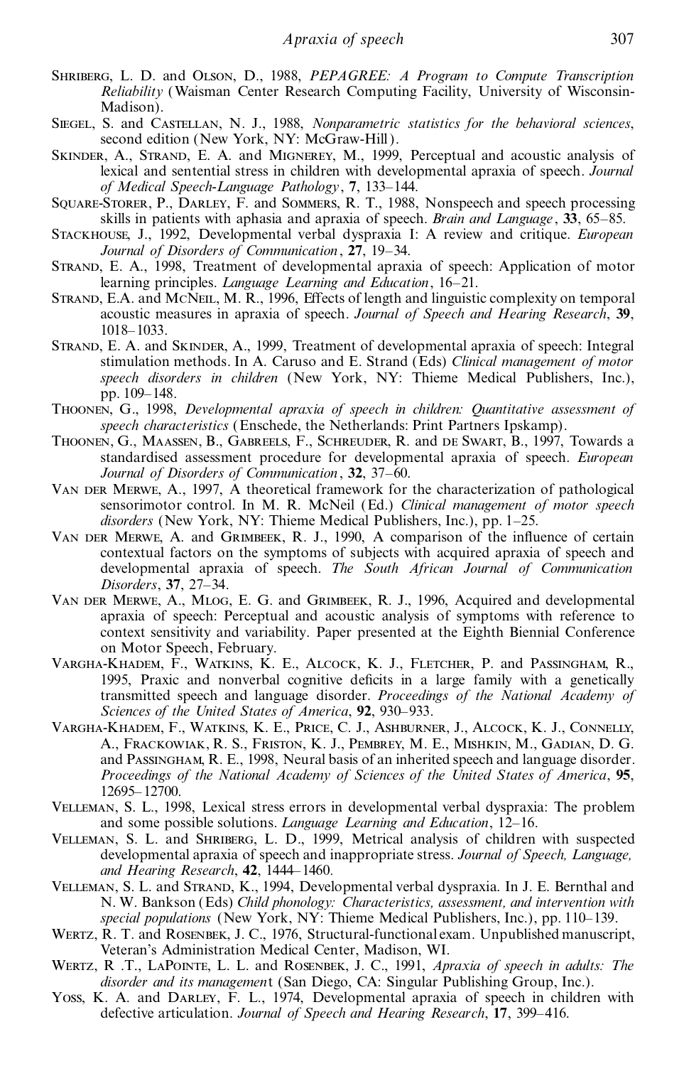Shriberg, L. D. and Olson, D., 1988, *PEPAGREE: A Program to Compute Transcription Reliability* (Waisman Center Research Computing Facility, University of Wisconsin-Madison).

Siegel, S. and Castellan, N. J., 1988, *Nonparametric statistics for the behavioral sciences*, second edition (New York, NY: McGraw-Hill).

Skinder, A., Strand, E. A. and Mignerey, M., 1999, Perceptual and acoustic analysis of lexical and sentential stress in children with developmental apraxia of speech. *Journal of Medical Speech-Language Pathology*, **7**, 133–144.

Square-Storer, P., Darley, F. and Sommers, R. T., 1988, Nonspeech and speech processing skills in patients with aphasia and apraxia of speech. *Brain and Language*, **33**, 65–85.

Stackhouse, J., 1992, Developmental verbal dyspraxia I: A review and critique. *European Journal of Disorders of Communication*, **27**, 19–34.

Strand, E. A., 1998, Treatment of developmental apraxia of speech: Application of motor learning principles. *Language Learning and Education*, 16–21.

Strand, E.A. and McNeil, M. R., 1996, Effects of length and linguistic complexity on temporal acoustic measures in apraxia of speech. *Journal of Speech and Hearing Research*, **39**, 1018–1033.

Strand, E. A. and Skinder, A., 1999, Treatment of developmental apraxia of speech: Integral stimulation methods. In A. Caruso and E. Strand (Eds) *Clinical management of motor speech disorders in children* (New York, NY: Thieme Medical Publishers, Inc.), pp. 109–148.

Thoonen, G., 1998, *Developmental apraxia of speech in children: Quantitative assessment of speech characteristics* (Enschede, the Netherlands: Print Partners Ipskamp).

Thoonen, G., Maassen, B., Gabreels, F., Schreuder, R. and de Swart, B., 1997, Towards a standardised assessment procedure for developmental apraxia of speech. *European Journal of Disorders of Communication*, **32**, 37–60.

Van der Merwe, A., 1997, A theoretical framework for the characterization of pathological sensorimotor control. In M. R. McNeil (Ed.) *Clinical management of motor speech disorders* (New York, NY: Thieme Medical Publishers, Inc.), pp. 1–25.

Van der Merwe, A. and Grimbeek, R. J., 1990, A comparison of the influence of certain contextual factors on the symptoms of subjects with acquired apraxia of speech and developmental apraxia of speech. *The South African Journal of Communication Disorders*, **37**, 27–34.

Van der Merwe, A., Mlog, E. G. and Grimbeek, R. J., 1996, Acquired and developmental apraxia of speech: Perceptual and acoustic analysis of symptoms with reference to context sensitivity and variability. Paper presented at the Eighth Biennial Conference on Motor Speech, February.

Vargha-Khadem, F., Watkins, K. E., Alcock, K. J., Fletcher, P. and Passingham, R., 1995, Praxic and nonverbal cognitive deficits in a large family with a genetically transmitted speech and language disorder. *Proceedings of the National Academy of Sciences of the United States of America*, **92**, 930–933.

Vargha-Khadem, F., Watkins, K. E., Price, C. J., Ashburner, J., Alcock, K. J., Connelly, A., Frackowiak, R. S., Friston, K. J., Pembrey, M. E., Mishkin, M., Gadian, D. G. and Passingham, R. E., 1998, Neural basis of an inherited speech and language disorder. *Proceedings of the National Academy of Sciences of the United States of America*, **95**, 12695–12700.

Velleman, S. L., 1998, Lexical stress errors in developmental verbal dyspraxia: The problem and some possible solutions. *Language Learning and Education*, 12–16.

Velleman, S. L. and Shriberg, L. D., 1999, Metrical analysis of children with suspected developmental apraxia of speech and inappropriate stress. *Journal of Speech, Language, and Hearing Research*, **42**, 1444–1460.

Velleman, S. L. and Strand, K., 1994, Developmental verbal dyspraxia. In J. E. Bernthal and N. W. Bankson (Eds) *Child phonology: Characteristics, assessment, and intervention with special populations* (New York, NY: Thieme Medical Publishers, Inc.), pp. 110–139.

Wertz, R. T. and Rosenbek, J. C., 1976, Structural-functional exam. Unpublished manuscript, Veteran's Administration Medical Center, Madison, WI.

Wertz, R .T., LaPointe, L. L. and Rosenbek, J. C., 1991, *Apraxia of speech in adults: The disorder and its management* (San Diego, CA: Singular Publishing Group, Inc.).

Yoss, K. A. and Darley, F. L., 1974, Developmental apraxia of speech in children with defective articulation. *Journal of Speech and Hearing Research*, **17**, 399–416.